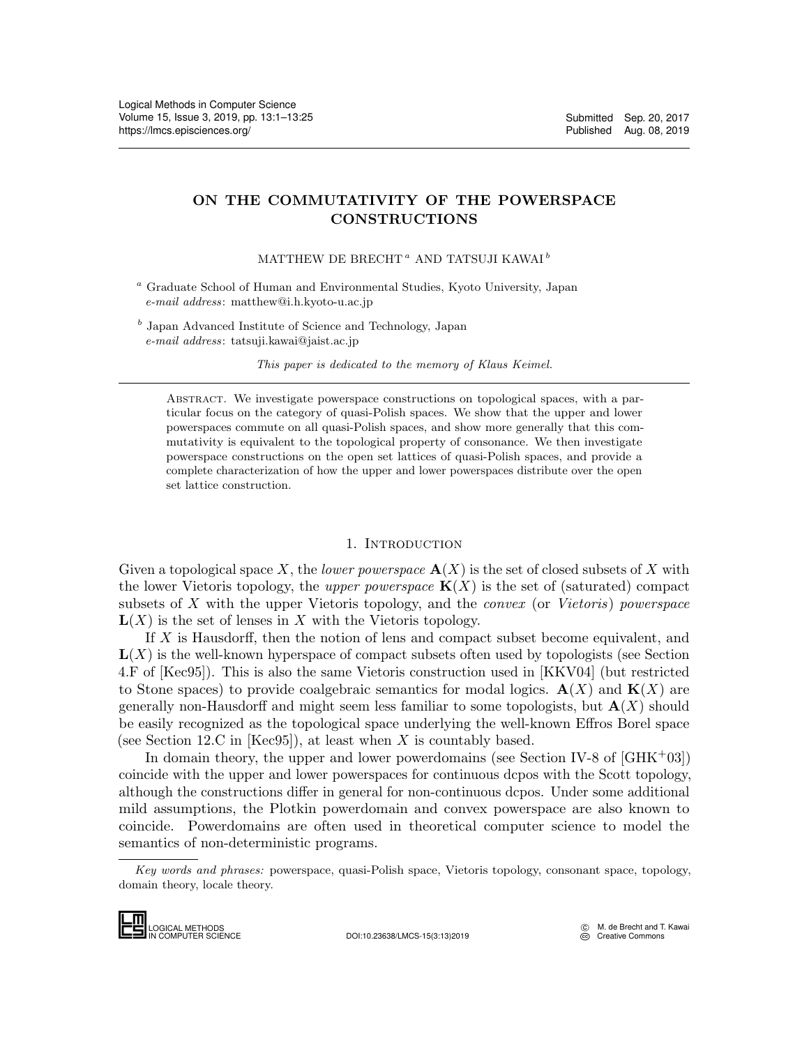# ON THE COMMUTATIVITY OF THE POWERSPACE CONSTRUCTIONS

MATTHEW DE BRECHT [a] AND TATSUJI KAWAI [b]

[a] Graduate School of Human and Environmental Studies, Kyoto University, Japan
*e-mail address*: matthew@i.h.kyoto-u.ac.jp

[b] Japan Advanced Institute of Science and Technology, Japan
*e-mail address*: tatsuji.kawai@jaist.ac.jp

*This paper is dedicated to the memory of Klaus Keimel.*

Abstract. We investigate powerspace constructions on topological spaces, with a particular focus on the category of quasi-Polish spaces. We show that the upper and lower powerspaces commute on all quasi-Polish spaces, and show more generally that this commutativity is equivalent to the topological property of consonance. We then investigate powerspace constructions on the open set lattices of quasi-Polish spaces, and provide a complete characterization of how the upper and lower powerspaces distribute over the open set lattice construction.

## 1. Introduction

Given a topological space $X$, the *lower powerspace* $\mathbf{A}(X)$ is the set of closed subsets of $X$ with the lower Vietoris topology, the *upper powerspace* $\mathbf{K}(X)$ is the set of (saturated) compact subsets of $X$ with the upper Vietoris topology, and the *convex* (or *Vietoris*) *powerspace* $\mathbf{L}(X)$ is the set of lenses in $X$ with the Vietoris topology.

If $X$ is Hausdorff, then the notion of lens and compact subset become equivalent, and $\mathbf{L}(X)$ is the well-known hyperspace of compact subsets often used by topologists (see Section 4.F of [Kec95]). This is also the same Vietoris construction used in [KKV04] (but restricted to Stone spaces) to provide coalgebraic semantics for modal logics. $\mathbf{A}(X)$ and $\mathbf{K}(X)$ are generally non-Hausdorff and might seem less familiar to some topologists, but $\mathbf{A}(X)$ should be easily recognized as the topological space underlying the well-known Effros Borel space (see Section 12.C in [Kec95]), at least when $X$ is countably based.

In domain theory, the upper and lower powerdomains (see Section IV-8 of [GHK+03]) coincide with the upper and lower powerspaces for continuous dcpos with the Scott topology, although the constructions differ in general for non-continuous dcpos. Under some additional mild assumptions, the Plotkin powerdomain and convex powerspace are also known to coincide. Powerdomains are often used in theoretical computer science to model the semantics of non-deterministic programs.

*Key words and phrases:* powerspace, quasi-Polish space, Vietoris topology, consonant space, topology, domain theory, locale theory.

DOI:10.23638/LMCS-15(3:13)2019 © M. de Brecht and T. Kawai, Creative Commons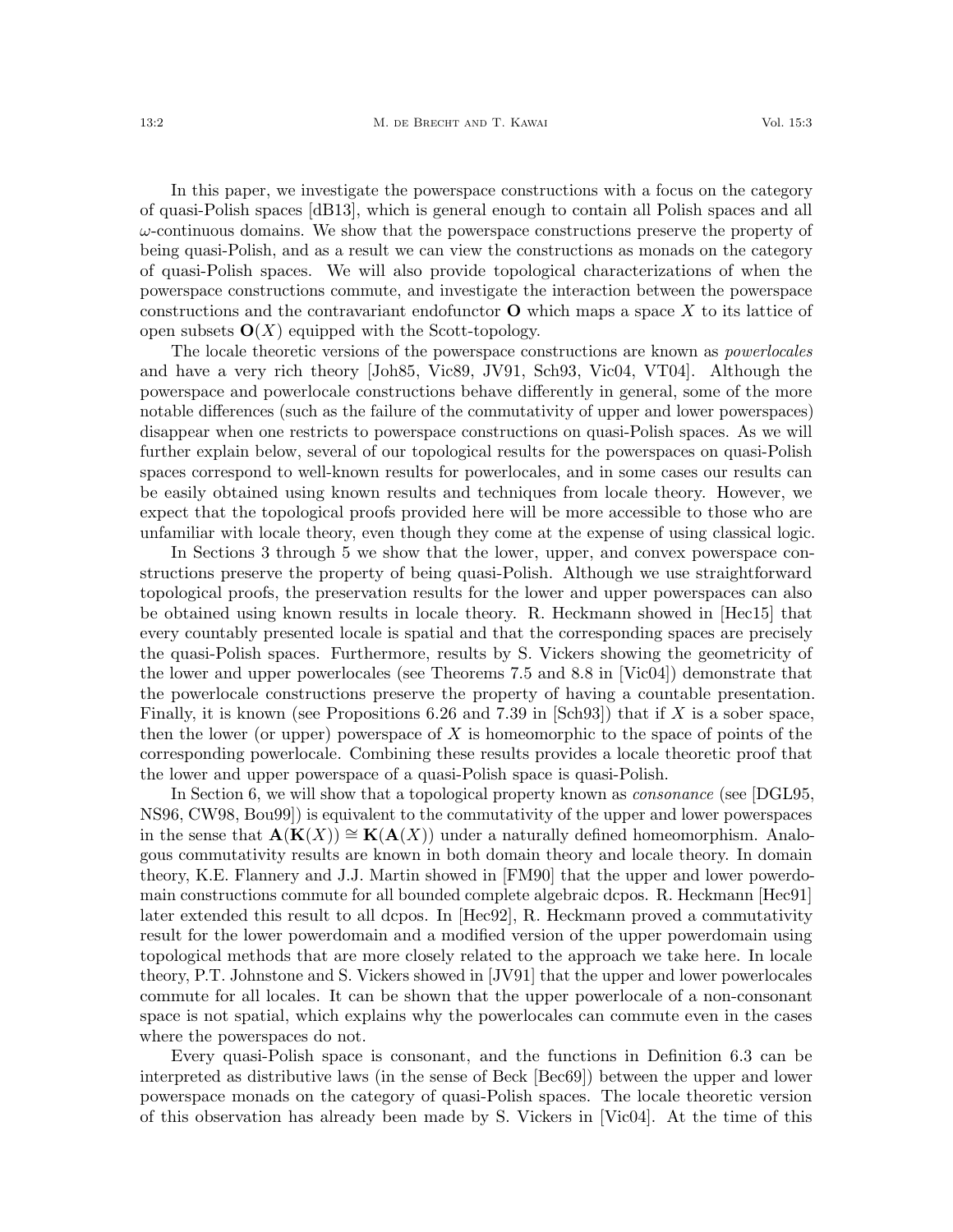In this paper, we investigate the powerspace constructions with a focus on the category of quasi-Polish spaces [dB13], which is general enough to contain all Polish spaces and all $\omega$-continuous domains. We show that the powerspace constructions preserve the property of being quasi-Polish, and as a result we can view the constructions as monads on the category of quasi-Polish spaces. We will also provide topological characterizations of when the powerspace constructions commute, and investigate the interaction between the powerspace constructions and the contravariant endofunctor $\mathbf{O}$ which maps a space $X$ to its lattice of open subsets $\mathbf{O}(X)$ equipped with the Scott-topology.

The locale theoretic versions of the powerspace constructions are known as *powerlocales* and have a very rich theory [Joh85, Vic89, JV91, Sch93, Vic04, VT04]. Although the powerspace and powerlocale constructions behave differently in general, some of the more notable differences (such as the failure of the commutativity of upper and lower powerspaces) disappear when one restricts to powerspace constructions on quasi-Polish spaces. As we will further explain below, several of our topological results for the powerspaces on quasi-Polish spaces correspond to well-known results for powerlocales, and in some cases our results can be easily obtained using known results and techniques from locale theory. However, we expect that the topological proofs provided here will be more accessible to those who are unfamiliar with locale theory, even though they come at the expense of using classical logic.

In Sections 3 through 5 we show that the lower, upper, and convex powerspace constructions preserve the property of being quasi-Polish. Although we use straightforward topological proofs, the preservation results for the lower and upper powerspaces can also be obtained using known results in locale theory. R. Heckmann showed in [Hec15] that every countably presented locale is spatial and that the corresponding spaces are precisely the quasi-Polish spaces. Furthermore, results by S. Vickers showing the geometricity of the lower and upper powerlocales (see Theorems 7.5 and 8.8 in [Vic04]) demonstrate that the powerlocale constructions preserve the property of having a countable presentation. Finally, it is known (see Propositions 6.26 and 7.39 in [Sch93]) that if $X$ is a sober space, then the lower (or upper) powerspace of $X$ is homeomorphic to the space of points of the corresponding powerlocale. Combining these results provides a locale theoretic proof that the lower and upper powerspace of a quasi-Polish space is quasi-Polish.

In Section 6, we will show that a topological property known as *consonance* (see [DGL95, NS96, CW98, Bou99]) is equivalent to the commutativity of the upper and lower powerspaces in the sense that $\mathbf{A}(\mathbf{K}(X)) \cong \mathbf{K}(\mathbf{A}(X))$ under a naturally defined homeomorphism. Analogous commutativity results are known in both domain theory and locale theory. In domain theory, K.E. Flannery and J.J. Martin showed in [FM90] that the upper and lower powerdomain constructions commute for all bounded complete algebraic dcpos. R. Heckmann [Hec91] later extended this result to all dcpos. In [Hec92], R. Heckmann proved a commutativity result for the lower powerdomain and a modified version of the upper powerdomain using topological methods that are more closely related to the approach we take here. In locale theory, P.T. Johnstone and S. Vickers showed in [JV91] that the upper and lower powerlocales commute for all locales. It can be shown that the upper powerlocale of a non-consonant space is not spatial, which explains why the powerlocales can commute even in the cases where the powerspaces do not.

Every quasi-Polish space is consonant, and the functions in Definition 6.3 can be interpreted as distributive laws (in the sense of Beck [Bec69]) between the upper and lower powerspace monads on the category of quasi-Polish spaces. The locale theoretic version of this observation has already been made by S. Vickers in [Vic04]. At the time of this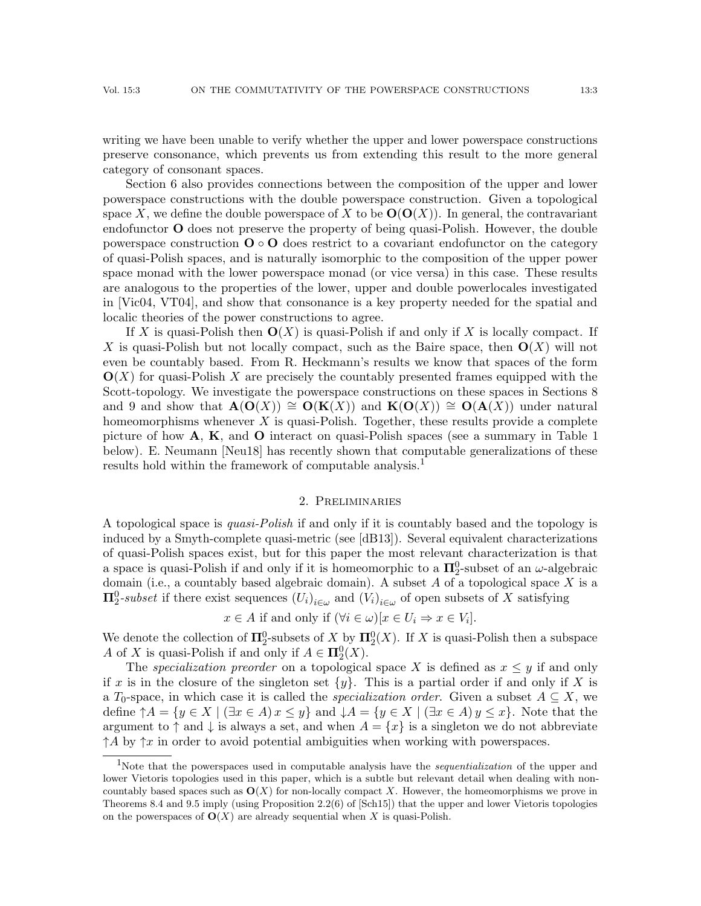writing we have been unable to verify whether the upper and lower powerspace constructions preserve consonance, which prevents us from extending this result to the more general category of consonant spaces.

Section 6 also provides connections between the composition of the upper and lower powerspace constructions with the double powerspace construction. Given a topological space $X$, we define the double powerspace of $X$ to be $\mathbf{O}(\mathbf{O}(X))$. In general, the contravariant endofunctor $\mathbf{O}$ does not preserve the property of being quasi-Polish. However, the double powerspace construction $\mathbf{O} \circ \mathbf{O}$ does restrict to a covariant endofunctor on the category of quasi-Polish spaces, and is naturally isomorphic to the composition of the upper power space monad with the lower powerspace monad (or vice versa) in this case. These results are analogous to the properties of the lower, upper and double powerlocales investigated in [Vic04, VT04], and show that consonance is a key property needed for the spatial and localic theories of the power constructions to agree.

If $X$ is quasi-Polish then $\mathbf{O}(X)$ is quasi-Polish if and only if $X$ is locally compact. If $X$ is quasi-Polish but not locally compact, such as the Baire space, then $\mathbf{O}(X)$ will not even be countably based. From R. Heckmann's results we know that spaces of the form $\mathbf{O}(X)$ for quasi-Polish $X$ are precisely the countably presented frames equipped with the Scott-topology. We investigate the powerspace constructions on these spaces in Sections 8 and 9 and show that $\mathbf{A}(\mathbf{O}(X)) \cong \mathbf{O}(\mathbf{K}(X))$ and $\mathbf{K}(\mathbf{O}(X)) \cong \mathbf{O}(\mathbf{A}(X))$ under natural homeomorphisms whenever $X$ is quasi-Polish. Together, these results provide a complete picture of how $\mathbf{A}$, $\mathbf{K}$, and $\mathbf{O}$ interact on quasi-Polish spaces (see a summary in Table 1 below). E. Neumann [Neu18] has recently shown that computable generalizations of these results hold within the framework of computable analysis.[1]

## 2. Preliminaries

A topological space is *quasi-Polish* if and only if it is countably based and the topology is induced by a Smyth-complete quasi-metric (see [dB13]). Several equivalent characterizations of quasi-Polish spaces exist, but for this paper the most relevant characterization is that a space is quasi-Polish if and only if it is homeomorphic to a $\mathbf{\Pi}^0_2$-subset of an $\omega$-algebraic domain (i.e., a countably based algebraic domain). A subset $A$ of a topological space $X$ is a $\mathbf{\Pi}^0_2$-*subset* if there exist sequences $(U_i)_{i\in\omega}$ and $(V_i)_{i\in\omega}$ of open subsets of $X$ satisfying

$$x \in A \text{ if and only if } (\forall i \in \omega)[x \in U_i \Rightarrow x \in V_i].$$

We denote the collection of $\mathbf{\Pi}^0_2$-subsets of $X$ by $\mathbf{\Pi}^0_2(X)$. If $X$ is quasi-Polish then a subspace $A$ of $X$ is quasi-Polish if and only if $A \in \mathbf{\Pi}^0_2(X)$.

The *specialization preorder* on a topological space $X$ is defined as $x \leq y$ if and only if $x$ is in the closure of the singleton set $\{y\}$. This is a partial order if and only if $X$ is a $T_0$-space, in which case it is called the *specialization order*. Given a subset $A \subseteq X$, we define $\uparrow A = \{y \in X \mid (\exists x \in A)\, x \leq y\}$ and $\downarrow A = \{y \in X \mid (\exists x \in A)\, y \leq x\}$. Note that the argument to $\uparrow$ and $\downarrow$ is always a set, and when $A = \{x\}$ is a singleton we do not abbreviate $\uparrow A$ by $\uparrow x$ in order to avoid potential ambiguities when working with powerspaces.

[1] Note that the powerspaces used in computable analysis have the *sequentialization* of the upper and lower Vietoris topologies used in this paper, which is a subtle but relevant detail when dealing with non-countably based spaces such as $\mathbf{O}(X)$ for non-locally compact $X$. However, the homeomorphisms we prove in Theorems 8.4 and 9.5 imply (using Proposition 2.2(6) of [Sch15]) that the upper and lower Vietoris topologies on the powerspaces of $\mathbf{O}(X)$ are already sequential when $X$ is quasi-Polish.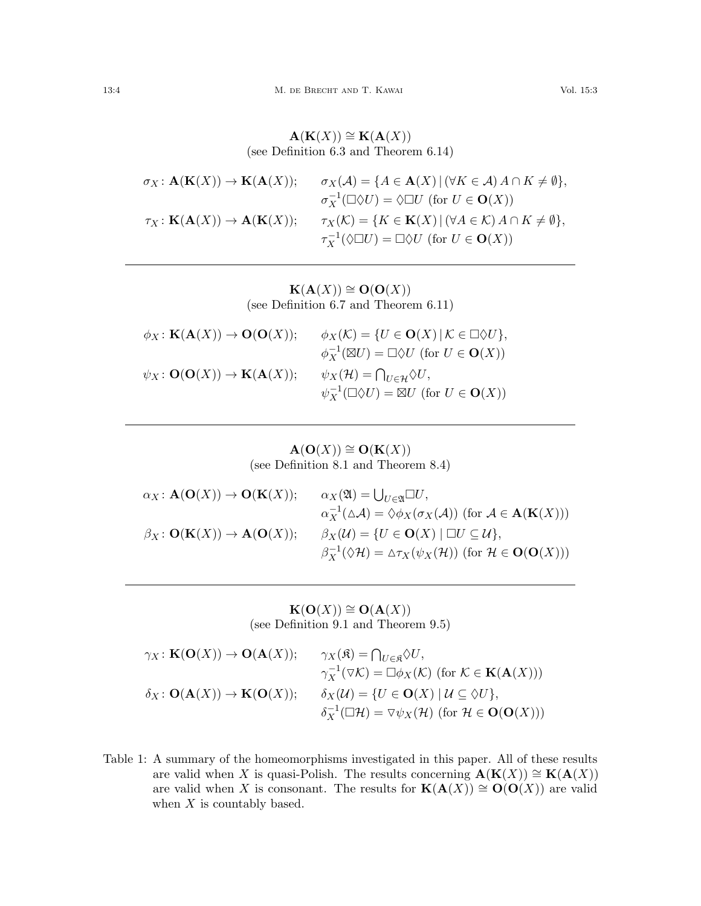$$\mathbf{A}(\mathbf{K}(X)) \cong \mathbf{K}(\mathbf{A}(X))$$

(see Definition 6.3 and Theorem 6.14)

$$\sigma_X \colon \mathbf{A}(\mathbf{K}(X)) \to \mathbf{K}(\mathbf{A}(X)); \qquad \sigma_X(\mathcal{A}) = \{A \in \mathbf{A}(X) \,|\, (\forall K \in \mathcal{A})\, A \cap K \neq \emptyset\},$$
$$\sigma_X^{-1}(\Box\Diamond U) = \Diamond\Box U \text{ (for } U \in \mathbf{O}(X))$$
$$\tau_X \colon \mathbf{K}(\mathbf{A}(X)) \to \mathbf{A}(\mathbf{K}(X)); \qquad \tau_X(\mathcal{K}) = \{K \in \mathbf{K}(X) \,|\, (\forall A \in \mathcal{K})\, A \cap K \neq \emptyset\},$$
$$\tau_X^{-1}(\Diamond\Box U) = \Box\Diamond U \text{ (for } U \in \mathbf{O}(X))$$

---

$$\mathbf{K}(\mathbf{A}(X)) \cong \mathbf{O}(\mathbf{O}(X))$$

(see Definition 6.7 and Theorem 6.11)

$$\phi_X \colon \mathbf{K}(\mathbf{A}(X)) \to \mathbf{O}(\mathbf{O}(X)); \qquad \phi_X(\mathcal{K}) = \{U \in \mathbf{O}(X) \,|\, \mathcal{K} \in \Box\Diamond U\},$$
$$\phi_X^{-1}(\boxtimes U) = \Box\Diamond U \text{ (for } U \in \mathbf{O}(X))$$
$$\psi_X \colon \mathbf{O}(\mathbf{O}(X)) \to \mathbf{K}(\mathbf{A}(X)); \qquad \psi_X(\mathcal{H}) = \textstyle\bigcap_{U \in \mathcal{H}} \Diamond U,$$
$$\psi_X^{-1}(\Box\Diamond U) = \boxtimes U \text{ (for } U \in \mathbf{O}(X))$$

---

$$\mathbf{A}(\mathbf{O}(X)) \cong \mathbf{O}(\mathbf{K}(X))$$

(see Definition 8.1 and Theorem 8.4)

$$\alpha_X \colon \mathbf{A}(\mathbf{O}(X)) \to \mathbf{O}(\mathbf{K}(X)); \qquad \alpha_X(\mathfrak{A}) = \textstyle\bigcup_{U \in \mathfrak{A}} \Box U,$$
$$\alpha_X^{-1}(\vartriangle\mathcal{A}) = \Diamond\phi_X(\sigma_X(\mathcal{A})) \text{ (for } \mathcal{A} \in \mathbf{A}(\mathbf{K}(X)))$$
$$\beta_X \colon \mathbf{O}(\mathbf{K}(X)) \to \mathbf{A}(\mathbf{O}(X)); \qquad \beta_X(\mathcal{U}) = \{U \in \mathbf{O}(X) \mid \Box U \subseteq \mathcal{U}\},$$
$$\beta_X^{-1}(\Diamond\mathcal{H}) = \vartriangle\tau_X(\psi_X(\mathcal{H})) \text{ (for } \mathcal{H} \in \mathbf{O}(\mathbf{O}(X)))$$

---

$$\mathbf{K}(\mathbf{O}(X)) \cong \mathbf{O}(\mathbf{A}(X))$$

(see Definition 9.1 and Theorem 9.5)

$$\gamma_X \colon \mathbf{K}(\mathbf{O}(X)) \to \mathbf{O}(\mathbf{A}(X)); \qquad \gamma_X(\mathfrak{K}) = \textstyle\bigcap_{U \in \mathfrak{K}} \Diamond U,$$
$$\gamma_X^{-1}(\triangledown\mathcal{K}) = \Box\phi_X(\mathcal{K}) \text{ (for } \mathcal{K} \in \mathbf{K}(\mathbf{A}(X)))$$
$$\delta_X \colon \mathbf{O}(\mathbf{A}(X)) \to \mathbf{K}(\mathbf{O}(X)); \qquad \delta_X(\mathcal{U}) = \{U \in \mathbf{O}(X) \mid \mathcal{U} \subseteq \Diamond U\},$$
$$\delta_X^{-1}(\Box\mathcal{H}) = \triangledown\psi_X(\mathcal{H}) \text{ (for } \mathcal{H} \in \mathbf{O}(\mathbf{O}(X)))$$

Table 1: A summary of the homeomorphisms investigated in this paper. All of these results are valid when $X$ is quasi-Polish. The results concerning $\mathbf{A}(\mathbf{K}(X)) \cong \mathbf{K}(\mathbf{A}(X))$ are valid when $X$ is consonant. The results for $\mathbf{K}(\mathbf{A}(X)) \cong \mathbf{O}(\mathbf{O}(X))$ are valid when $X$ is countably based.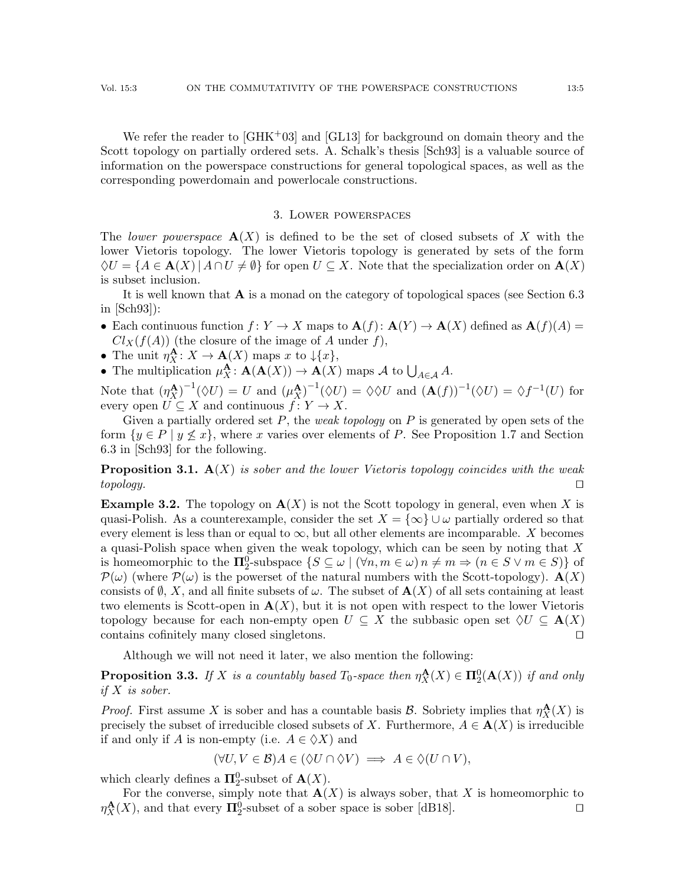We refer the reader to [GHK+03] and [GL13] for background on domain theory and the Scott topology on partially ordered sets. A. Schalk's thesis [Sch93] is a valuable source of information on the powerspace constructions for general topological spaces, as well as the corresponding powerdomain and powerlocale constructions.

## 3. Lower powerspaces

The *lower powerspace* $\mathbf{A}(X)$ is defined to be the set of closed subsets of $X$ with the lower Vietoris topology. The lower Vietoris topology is generated by sets of the form $\lozenge U = \{A \in \mathbf{A}(X) \mid A \cap U \neq \emptyset\}$ for open $U \subseteq X$. Note that the specialization order on $\mathbf{A}(X)$ is subset inclusion.

It is well known that $\mathbf{A}$ is a monad on the category of topological spaces (see Section 6.3 in [Sch93]):

- Each continuous function $f\colon Y \to X$ maps to $\mathbf{A}(f)\colon \mathbf{A}(Y) \to \mathbf{A}(X)$ defined as $\mathbf{A}(f)(A) = Cl_X(f(A))$ (the closure of the image of $A$ under $f$),
- The unit $\eta^{\mathbf{A}}_X\colon X \to \mathbf{A}(X)$ maps $x$ to $\downarrow\{x\}$,
- The multiplication $\mu^{\mathbf{A}}_X\colon \mathbf{A}(\mathbf{A}(X)) \to \mathbf{A}(X)$ maps $\mathcal{A}$ to $\bigcup_{A\in\mathcal{A}} A$.

Note that $(\eta^{\mathbf{A}}_X)^{-1}(\lozenge U) = U$ and $(\mu^{\mathbf{A}}_X)^{-1}(\lozenge U) = \lozenge\lozenge U$ and $(\mathbf{A}(f))^{-1}(\lozenge U) = \lozenge f^{-1}(U)$ for every open $U \subseteq X$ and continuous $f\colon Y \to X$.

Given a partially ordered set $P$, the *weak topology* on $P$ is generated by open sets of the form $\{y \in P \mid y \not\leq x\}$, where $x$ varies over elements of $P$. See Proposition 1.7 and Section 6.3 in [Sch93] for the following.

**Proposition 3.1.** *$\mathbf{A}(X)$ is sober and the lower Vietoris topology coincides with the weak topology.* ◻

**Example 3.2.** The topology on $\mathbf{A}(X)$ is not the Scott topology in general, even when $X$ is quasi-Polish. As a counterexample, consider the set $X = \{\infty\} \cup \omega$ partially ordered so that every element is less than or equal to $\infty$, but all other elements are incomparable. $X$ becomes a quasi-Polish space when given the weak topology, which can be seen by noting that $X$ is homeomorphic to the $\mathbf{\Pi}^0_2$-subspace $\{S \subseteq \omega \mid (\forall n, m \in \omega)\, n \neq m \Rightarrow (n \in S \vee m \in S)\}$ of $\mathcal{P}(\omega)$ (where $\mathcal{P}(\omega)$ is the powerset of the natural numbers with the Scott-topology). $\mathbf{A}(X)$ consists of $\emptyset$, $X$, and all finite subsets of $\omega$. The subset of $\mathbf{A}(X)$ of all sets containing at least two elements is Scott-open in $\mathbf{A}(X)$, but it is not open with respect to the lower Vietoris topology because for each non-empty open $U \subseteq X$ the subbasic open set $\lozenge U \subseteq \mathbf{A}(X)$ contains cofinitely many closed singletons. ◻

Although we will not need it later, we also mention the following:

**Proposition 3.3.** *If $X$ is a countably based $T_0$-space then $\eta^{\mathbf{A}}_X(X) \in \mathbf{\Pi}^0_2(\mathbf{A}(X))$ if and only if $X$ is sober.*

*Proof.* First assume $X$ is sober and has a countable basis $\mathcal{B}$. Sobriety implies that $\eta^{\mathbf{A}}_X(X)$ is precisely the subset of irreducible closed subsets of $X$. Furthermore, $A \in \mathbf{A}(X)$ is irreducible if and only if $A$ is non-empty (i.e. $A \in \lozenge X$) and

$$(\forall U, V \in \mathcal{B}) A \in (\lozenge U \cap \lozenge V) \implies A \in \lozenge(U \cap V),$$

which clearly defines a $\mathbf{\Pi}^0_2$-subset of $\mathbf{A}(X)$.

For the converse, simply note that $\mathbf{A}(X)$ is always sober, that $X$ is homeomorphic to $\eta^{\mathbf{A}}_X(X)$, and that every $\mathbf{\Pi}^0_2$-subset of a sober space is sober [dB18]. ◻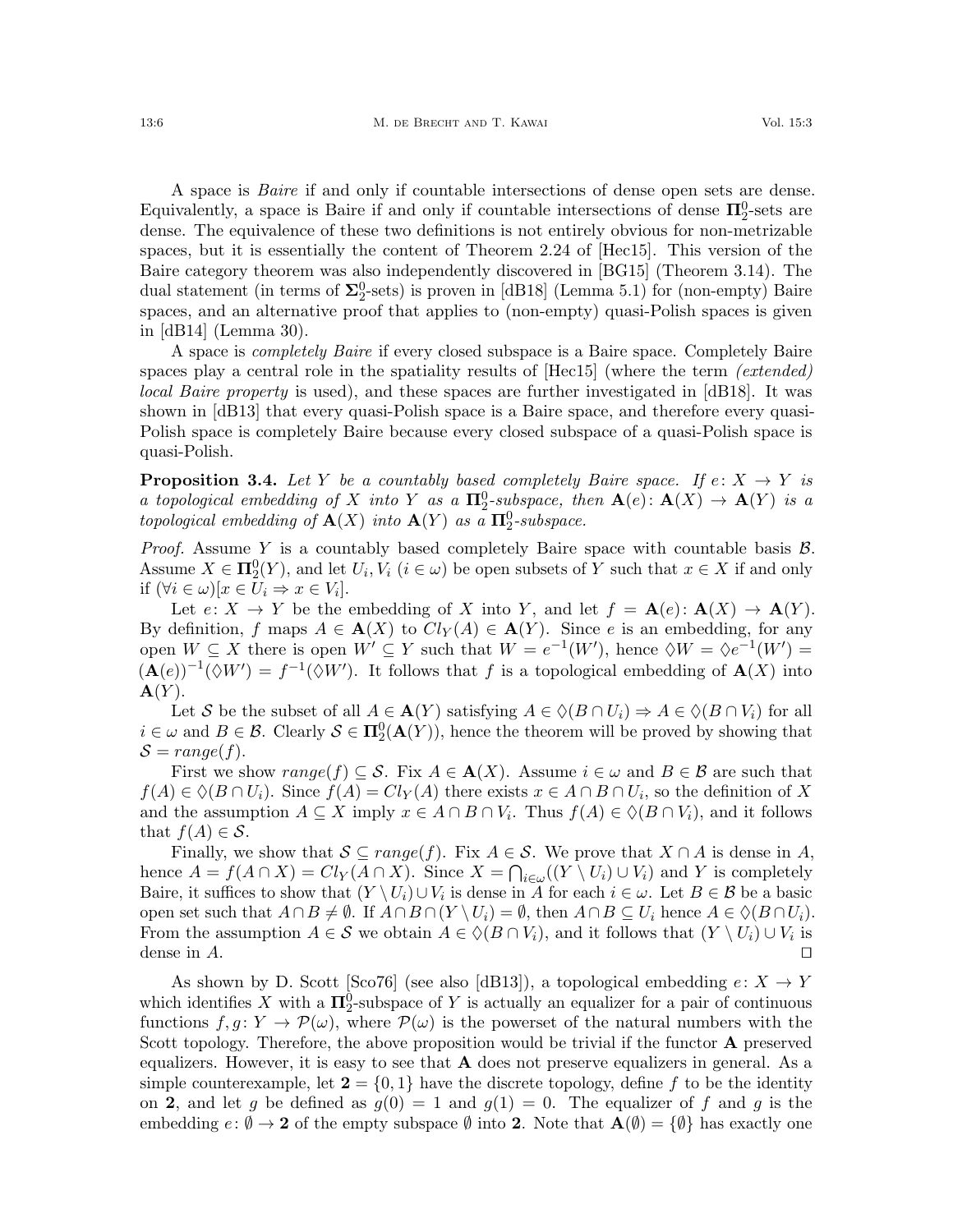A space is *Baire* if and only if countable intersections of dense open sets are dense. Equivalently, a space is Baire if and only if countable intersections of dense $\mathbf{\Pi}^0_2$-sets are dense. The equivalence of these two definitions is not entirely obvious for non-metrizable spaces, but it is essentially the content of Theorem 2.24 of [Hec15]. This version of the Baire category theorem was also independently discovered in [BG15] (Theorem 3.14). The dual statement (in terms of $\mathbf{\Sigma}^0_2$-sets) is proven in [dB18] (Lemma 5.1) for (non-empty) Baire spaces, and an alternative proof that applies to (non-empty) quasi-Polish spaces is given in [dB14] (Lemma 30).

A space is *completely Baire* if every closed subspace is a Baire space. Completely Baire spaces play a central role in the spatiality results of [Hec15] (where the term *(extended) local Baire property* is used), and these spaces are further investigated in [dB18]. It was shown in [dB13] that every quasi-Polish space is a Baire space, and therefore every quasi-Polish space is completely Baire because every closed subspace of a quasi-Polish space is quasi-Polish.

**Proposition 3.4.** *Let $Y$ be a countably based completely Baire space. If $e\colon X \to Y$ is a topological embedding of $X$ into $Y$ as a $\mathbf{\Pi}^0_2$-subspace, then $\mathbf{A}(e)\colon \mathbf{A}(X) \to \mathbf{A}(Y)$ is a topological embedding of $\mathbf{A}(X)$ into $\mathbf{A}(Y)$ as a $\mathbf{\Pi}^0_2$-subspace.*

*Proof.* Assume $Y$ is a countably based completely Baire space with countable basis $\mathcal{B}$. Assume $X \in \mathbf{\Pi}^0_2(Y)$, and let $U_i, V_i$ $(i \in \omega)$ be open subsets of $Y$ such that $x \in X$ if and only if $(\forall i \in \omega)[x \in U_i \Rightarrow x \in V_i]$.

Let $e\colon X \to Y$ be the embedding of $X$ into $Y$, and let $f = \mathbf{A}(e)\colon \mathbf{A}(X) \to \mathbf{A}(Y)$. By definition, $f$ maps $A \in \mathbf{A}(X)$ to $Cl_Y(A) \in \mathbf{A}(Y)$. Since $e$ is an embedding, for any open $W \subseteq X$ there is open $W' \subseteq Y$ such that $W = e^{-1}(W')$, hence $\Diamond W = \Diamond e^{-1}(W') = (\mathbf{A}(e))^{-1}(\Diamond W') = f^{-1}(\Diamond W')$. It follows that $f$ is a topological embedding of $\mathbf{A}(X)$ into $\mathbf{A}(Y)$.

Let $\mathcal{S}$ be the subset of all $A \in \mathbf{A}(Y)$ satisfying $A \in \Diamond(B \cap U_i) \Rightarrow A \in \Diamond(B \cap V_i)$ for all $i \in \omega$ and $B \in \mathcal{B}$. Clearly $\mathcal{S} \in \mathbf{\Pi}^0_2(\mathbf{A}(Y))$, hence the theorem will be proved by showing that $\mathcal{S} = range(f)$.

First we show $range(f) \subseteq \mathcal{S}$. Fix $A \in \mathbf{A}(X)$. Assume $i \in \omega$ and $B \in \mathcal{B}$ are such that $f(A) \in \Diamond(B \cap U_i)$. Since $f(A) = Cl_Y(A)$ there exists $x \in A \cap B \cap U_i$, so the definition of $X$ and the assumption $A \subseteq X$ imply $x \in A \cap B \cap V_i$. Thus $f(A) \in \Diamond(B \cap V_i)$, and it follows that $f(A) \in \mathcal{S}$.

Finally, we show that $\mathcal{S} \subseteq range(f)$. Fix $A \in \mathcal{S}$. We prove that $X \cap A$ is dense in $A$, hence $A = f(A \cap X) = Cl_Y(A \cap X)$. Since $X = \bigcap_{i\in\omega}((Y \setminus U_i) \cup V_i)$ and $Y$ is completely Baire, it suffices to show that $(Y \setminus U_i) \cup V_i$ is dense in $A$ for each $i \in \omega$. Let $B \in \mathcal{B}$ be a basic open set such that $A \cap B \neq \emptyset$. If $A \cap B \cap (Y \setminus U_i) = \emptyset$, then $A \cap B \subseteq U_i$ hence $A \in \Diamond(B \cap U_i)$. From the assumption $A \in \mathcal{S}$ we obtain $A \in \Diamond(B \cap V_i)$, and it follows that $(Y \setminus U_i) \cup V_i$ is dense in $A$. $\square$

As shown by D. Scott [Sco76] (see also [dB13]), a topological embedding $e\colon X \to Y$ which identifies $X$ with a $\mathbf{\Pi}^0_2$-subspace of $Y$ is actually an equalizer for a pair of continuous functions $f, g\colon Y \to \mathcal{P}(\omega)$, where $\mathcal{P}(\omega)$ is the powerset of the natural numbers with the Scott topology. Therefore, the above proposition would be trivial if the functor $\mathbf{A}$ preserved equalizers. However, it is easy to see that $\mathbf{A}$ does not preserve equalizers in general. As a simple counterexample, let $\mathbf{2} = \{0, 1\}$ have the discrete topology, define $f$ to be the identity on $\mathbf{2}$, and let $g$ be defined as $g(0) = 1$ and $g(1) = 0$. The equalizer of $f$ and $g$ is the embedding $e\colon \emptyset \to \mathbf{2}$ of the empty subspace $\emptyset$ into $\mathbf{2}$. Note that $\mathbf{A}(\emptyset) = \{\emptyset\}$ has exactly one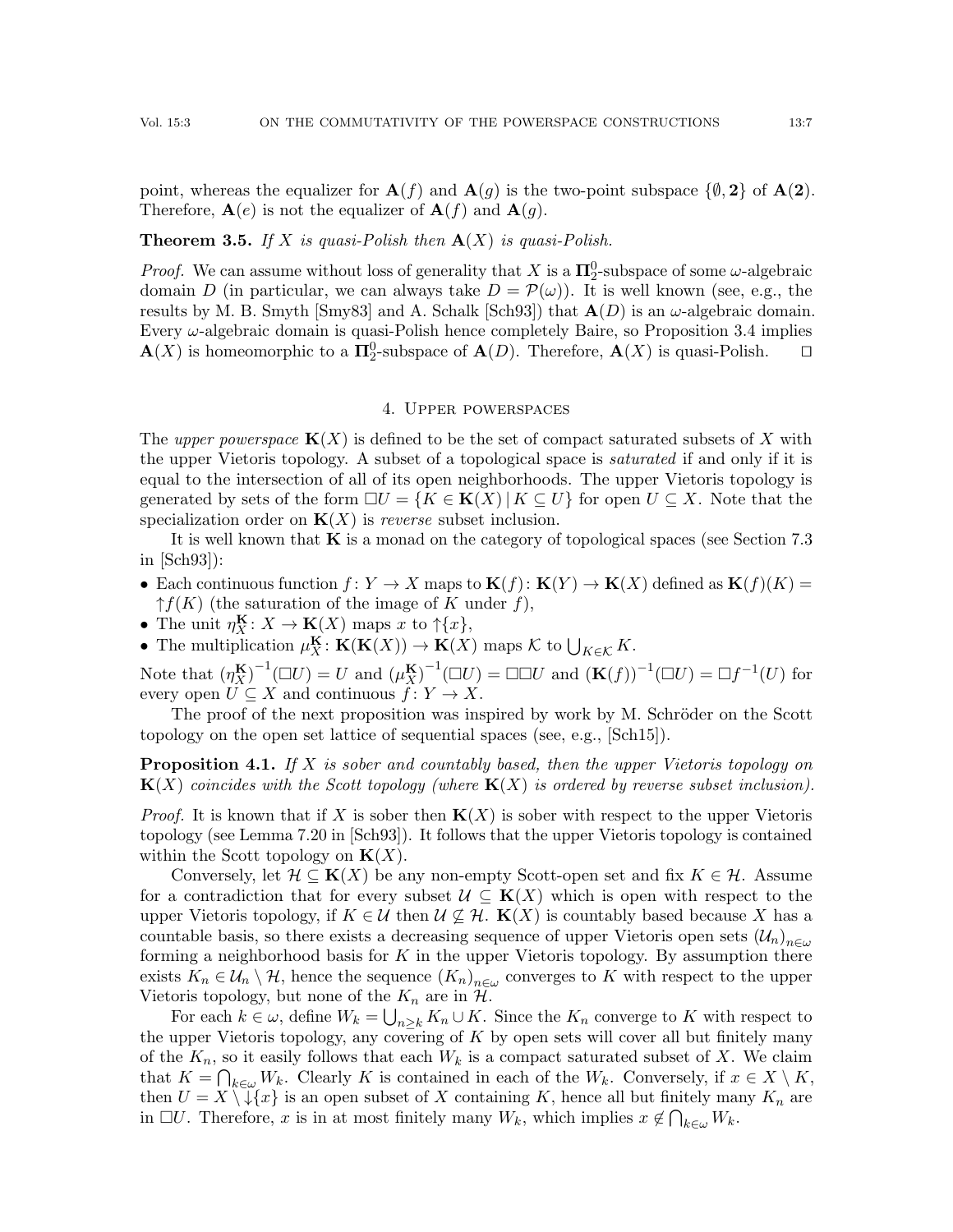point, whereas the equalizer for $\mathbf{A}(f)$ and $\mathbf{A}(g)$ is the two-point subspace $\{\emptyset, \mathbf{2}\}$ of $\mathbf{A}(\mathbf{2})$. Therefore, $\mathbf{A}(e)$ is not the equalizer of $\mathbf{A}(f)$ and $\mathbf{A}(g)$.

**Theorem 3.5.** *If $X$ is quasi-Polish then $\mathbf{A}(X)$ is quasi-Polish.*

*Proof.* We can assume without loss of generality that $X$ is a $\mathbf{\Pi}^0_2$-subspace of some $\omega$-algebraic domain $D$ (in particular, we can always take $D = \mathcal{P}(\omega)$). It is well known (see, e.g., the results by M. B. Smyth [Smy83] and A. Schalk [Sch93]) that $\mathbf{A}(D)$ is an $\omega$-algebraic domain. Every $\omega$-algebraic domain is quasi-Polish hence completely Baire, so Proposition 3.4 implies $\mathbf{A}(X)$ is homeomorphic to a $\mathbf{\Pi}^0_2$-subspace of $\mathbf{A}(D)$. Therefore, $\mathbf{A}(X)$ is quasi-Polish. $\square$

## 4. Upper powerspaces

The *upper powerspace* $\mathbf{K}(X)$ is defined to be the set of compact saturated subsets of $X$ with the upper Vietoris topology. A subset of a topological space is *saturated* if and only if it is equal to the intersection of all of its open neighborhoods. The upper Vietoris topology is generated by sets of the form $\Box U = \{K \in \mathbf{K}(X) \mid K \subseteq U\}$ for open $U \subseteq X$. Note that the specialization order on $\mathbf{K}(X)$ is *reverse* subset inclusion.

It is well known that $\mathbf{K}$ is a monad on the category of topological spaces (see Section 7.3 in [Sch93]):

- Each continuous function $f\colon Y \to X$ maps to $\mathbf{K}(f)\colon \mathbf{K}(Y) \to \mathbf{K}(X)$ defined as $\mathbf{K}(f)(K) = \uparrow f(K)$ (the saturation of the image of $K$ under $f$),
- The unit $\eta^{\mathbf{K}}_X\colon X \to \mathbf{K}(X)$ maps $x$ to $\uparrow\{x\}$,
- The multiplication $\mu^{\mathbf{K}}_X\colon \mathbf{K}(\mathbf{K}(X)) \to \mathbf{K}(X)$ maps $\mathcal{K}$ to $\bigcup_{K\in\mathcal{K}} K$.

Note that $(\eta^{\mathbf{K}}_X)^{-1}(\Box U) = U$ and $(\mu^{\mathbf{K}}_X)^{-1}(\Box U) = \Box\Box U$ and $(\mathbf{K}(f))^{-1}(\Box U) = \Box f^{-1}(U)$ for every open $U \subseteq X$ and continuous $f\colon Y \to X$.

The proof of the next proposition was inspired by work by M. Schröder on the Scott topology on the open set lattice of sequential spaces (see, e.g., [Sch15]).

**Proposition 4.1.** *If $X$ is sober and countably based, then the upper Vietoris topology on $\mathbf{K}(X)$ coincides with the Scott topology (where $\mathbf{K}(X)$ is ordered by reverse subset inclusion).*

*Proof.* It is known that if $X$ is sober then $\mathbf{K}(X)$ is sober with respect to the upper Vietoris topology (see Lemma 7.20 in [Sch93]). It follows that the upper Vietoris topology is contained within the Scott topology on $\mathbf{K}(X)$.

Conversely, let $\mathcal{H} \subseteq \mathbf{K}(X)$ be any non-empty Scott-open set and fix $K \in \mathcal{H}$. Assume for a contradiction that for every subset $\mathcal{U} \subseteq \mathbf{K}(X)$ which is open with respect to the upper Vietoris topology, if $K \in \mathcal{U}$ then $\mathcal{U} \not\subseteq \mathcal{H}$. $\mathbf{K}(X)$ is countably based because $X$ has a countable basis, so there exists a decreasing sequence of upper Vietoris open sets $(\mathcal{U}_n)_{n\in\omega}$ forming a neighborhood basis for $K$ in the upper Vietoris topology. By assumption there exists $K_n \in \mathcal{U}_n \setminus \mathcal{H}$, hence the sequence $(K_n)_{n\in\omega}$ converges to $K$ with respect to the upper Vietoris topology, but none of the $K_n$ are in $\mathcal{H}$.

For each $k \in \omega$, define $W_k = \bigcup_{n\geq k} K_n \cup K$. Since the $K_n$ converge to $K$ with respect to the upper Vietoris topology, any covering of $K$ by open sets will cover all but finitely many of the $K_n$, so it easily follows that each $W_k$ is a compact saturated subset of $X$. We claim that $K = \bigcap_{k\in\omega} W_k$. Clearly $K$ is contained in each of the $W_k$. Conversely, if $x \in X \setminus K$, then $U = X \setminus \downarrow\{x\}$ is an open subset of $X$ containing $K$, hence all but finitely many $K_n$ are in $\Box U$. Therefore, $x$ is in at most finitely many $W_k$, which implies $x \notin \bigcap_{k\in\omega} W_k$.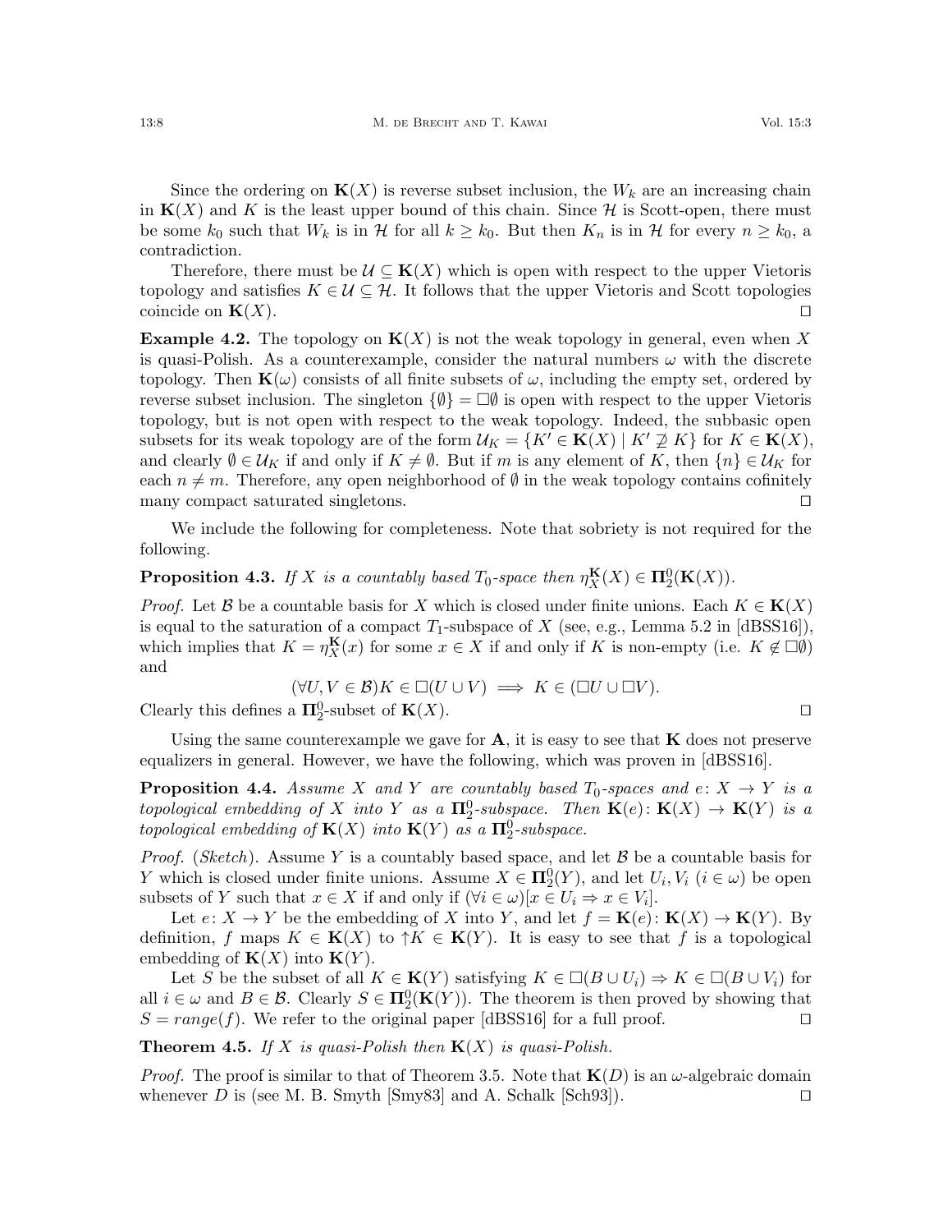Since the ordering on $\mathbf{K}(X)$ is reverse subset inclusion, the $W_k$ are an increasing chain in $\mathbf{K}(X)$ and $K$ is the least upper bound of this chain. Since $\mathcal{H}$ is Scott-open, there must be some $k_0$ such that $W_k$ is in $\mathcal{H}$ for all $k \geq k_0$. But then $K_n$ is in $\mathcal{H}$ for every $n \geq k_0$, a contradiction.

Therefore, there must be $\mathcal{U} \subseteq \mathbf{K}(X)$ which is open with respect to the upper Vietoris topology and satisfies $K \in \mathcal{U} \subseteq \mathcal{H}$. It follows that the upper Vietoris and Scott topologies coincide on $\mathbf{K}(X)$. ◻

**Example 4.2.** The topology on $\mathbf{K}(X)$ is not the weak topology in general, even when $X$ is quasi-Polish. As a counterexample, consider the natural numbers $\omega$ with the discrete topology. Then $\mathbf{K}(\omega)$ consists of all finite subsets of $\omega$, including the empty set, ordered by reverse subset inclusion. The singleton $\{\emptyset\} = \Box\emptyset$ is open with respect to the upper Vietoris topology, but is not open with respect to the weak topology. Indeed, the subbasic open subsets for its weak topology are of the form $\mathcal{U}_K = \{K' \in \mathbf{K}(X) \mid K' \not\supseteq K\}$ for $K \in \mathbf{K}(X)$, and clearly $\emptyset \in \mathcal{U}_K$ if and only if $K \neq \emptyset$. But if $m$ is any element of $K$, then $\{n\} \in \mathcal{U}_K$ for each $n \neq m$. Therefore, any open neighborhood of $\emptyset$ in the weak topology contains cofinitely many compact saturated singletons. ◻

We include the following for completeness. Note that sobriety is not required for the following.

**Proposition 4.3.** *If $X$ is a countably based $T_0$-space then $\eta^{\mathbf{K}}_X(X) \in \mathbf{\Pi}^0_2(\mathbf{K}(X))$.*

*Proof.* Let $\mathcal{B}$ be a countable basis for $X$ which is closed under finite unions. Each $K \in \mathbf{K}(X)$ is equal to the saturation of a compact $T_1$-subspace of $X$ (see, e.g., Lemma 5.2 in [dBSS16]), which implies that $K = \eta^{\mathbf{K}}_X(x)$ for some $x \in X$ if and only if $K$ is non-empty (i.e. $K \not\in \Box\emptyset$) and

$$(\forall U, V \in \mathcal{B}) K \in \Box(U \cup V) \implies K \in (\Box U \cup \Box V).$$

Clearly this defines a $\mathbf{\Pi}^0_2$-subset of $\mathbf{K}(X)$. ◻

Using the same counterexample we gave for $\mathbf{A}$, it is easy to see that $\mathbf{K}$ does not preserve equalizers in general. However, we have the following, which was proven in [dBSS16].

**Proposition 4.4.** *Assume $X$ and $Y$ are countably based $T_0$-spaces and $e\colon X \to Y$ is a topological embedding of $X$ into $Y$ as a $\mathbf{\Pi}^0_2$-subspace. Then $\mathbf{K}(e)\colon \mathbf{K}(X) \to \mathbf{K}(Y)$ is a topological embedding of $\mathbf{K}(X)$ into $\mathbf{K}(Y)$ as a $\mathbf{\Pi}^0_2$-subspace.*

*Proof.* (*Sketch*). Assume $Y$ is a countably based space, and let $\mathcal{B}$ be a countable basis for $Y$ which is closed under finite unions. Assume $X \in \mathbf{\Pi}^0_2(Y)$, and let $U_i, V_i$ ($i \in \omega$) be open subsets of $Y$ such that $x \in X$ if and only if $(\forall i \in \omega)[x \in U_i \Rightarrow x \in V_i]$.

Let $e\colon X \to Y$ be the embedding of $X$ into $Y$, and let $f = \mathbf{K}(e)\colon \mathbf{K}(X) \to \mathbf{K}(Y)$. By definition, $f$ maps $K \in \mathbf{K}(X)$ to $\uparrow K \in \mathbf{K}(Y)$. It is easy to see that $f$ is a topological embedding of $\mathbf{K}(X)$ into $\mathbf{K}(Y)$.

Let $S$ be the subset of all $K \in \mathbf{K}(Y)$ satisfying $K \in \Box(B \cup U_i) \Rightarrow K \in \Box(B \cup V_i)$ for all $i \in \omega$ and $B \in \mathcal{B}$. Clearly $S \in \mathbf{\Pi}^0_2(\mathbf{K}(Y))$. The theorem is then proved by showing that $S = range(f)$. We refer to the original paper [dBSS16] for a full proof. ◻

**Theorem 4.5.** *If $X$ is quasi-Polish then $\mathbf{K}(X)$ is quasi-Polish.*

*Proof.* The proof is similar to that of Theorem 3.5. Note that $\mathbf{K}(D)$ is an $\omega$-algebraic domain whenever $D$ is (see M. B. Smyth [Smy83] and A. Schalk [Sch93]). ◻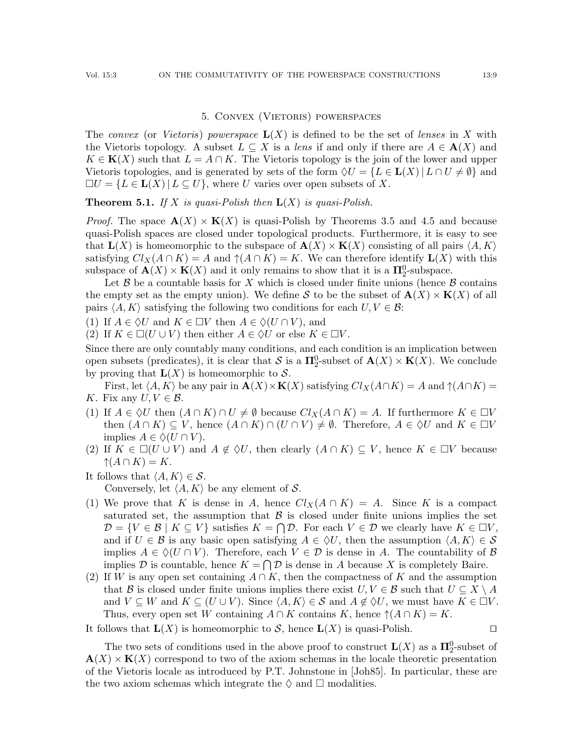## 5. Convex (Vietoris) powerspaces

The *convex* (or *Vietoris*) *powerspace* $\mathbf{L}(X)$ is defined to be the set of *lenses* in $X$ with the Vietoris topology. A subset $L \subseteq X$ is a *lens* if and only if there are $A \in \mathbf{A}(X)$ and $K \in \mathbf{K}(X)$ such that $L = A \cap K$. The Vietoris topology is the join of the lower and upper Vietoris topologies, and is generated by sets of the form $\Diamond U = \{L \in \mathbf{L}(X) \mid L \cap U \neq \emptyset\}$ and $\Box U = \{L \in \mathbf{L}(X) \mid L \subseteq U\}$, where $U$ varies over open subsets of $X$.

**Theorem 5.1.** *If $X$ is quasi-Polish then $\mathbf{L}(X)$ is quasi-Polish.*

*Proof.* The space $\mathbf{A}(X) \times \mathbf{K}(X)$ is quasi-Polish by Theorems 3.5 and 4.5 and because quasi-Polish spaces are closed under topological products. Furthermore, it is easy to see that $\mathbf{L}(X)$ is homeomorphic to the subspace of $\mathbf{A}(X) \times \mathbf{K}(X)$ consisting of all pairs $\langle A, K\rangle$ satisfying $Cl_X(A \cap K) = A$ and $\uparrow(A \cap K) = K$. We can therefore identify $\mathbf{L}(X)$ with this subspace of $\mathbf{A}(X) \times \mathbf{K}(X)$ and it only remains to show that it is a $\mathbf{\Pi}^0_2$-subspace.

Let $\mathcal{B}$ be a countable basis for $X$ which is closed under finite unions (hence $\mathcal{B}$ contains the empty set as the empty union). We define $\mathcal{S}$ to be the subset of $\mathbf{A}(X) \times \mathbf{K}(X)$ of all pairs $\langle A, K\rangle$ satisfying the following two conditions for each $U, V \in \mathcal{B}$:

(1) If $A \in \Diamond U$ and $K \in \Box V$ then $A \in \Diamond(U \cap V)$, and
(2) If $K \in \Box(U \cup V)$ then either $A \in \Diamond U$ or else $K \in \Box V$.

Since there are only countably many conditions, and each condition is an implication between open subsets (predicates), it is clear that $\mathcal{S}$ is a $\mathbf{\Pi}^0_2$-subset of $\mathbf{A}(X) \times \mathbf{K}(X)$. We conclude by proving that $\mathbf{L}(X)$ is homeomorphic to $\mathcal{S}$.

First, let $\langle A, K\rangle$ be any pair in $\mathbf{A}(X) \times \mathbf{K}(X)$ satisfying $Cl_X(A \cap K) = A$ and $\uparrow(A \cap K) = K$. Fix any $U, V \in \mathcal{B}$.

(1) If $A \in \Diamond U$ then $(A \cap K) \cap U \neq \emptyset$ because $Cl_X(A \cap K) = A$. If furthermore $K \in \Box V$ then $(A \cap K) \subseteq V$, hence $(A \cap K) \cap (U \cap V) \neq \emptyset$. Therefore, $A \in \Diamond U$ and $K \in \Box V$ implies $A \in \Diamond(U \cap V)$.
(2) If $K \in \Box(U \cup V)$ and $A \notin \Diamond U$, then clearly $(A \cap K) \subseteq V$, hence $K \in \Box V$ because $\uparrow(A \cap K) = K$.

It follows that $\langle A, K\rangle \in \mathcal{S}$.

Conversely, let $\langle A, K\rangle$ be any element of $\mathcal{S}$.

(1) We prove that $K$ is dense in $A$, hence $Cl_X(A \cap K) = A$. Since $K$ is a compact saturated set, the assumption that $\mathcal{B}$ is closed under finite unions implies the set $\mathcal{D} = \{V \in \mathcal{B} \mid K \subseteq V\}$ satisfies $K = \bigcap \mathcal{D}$. For each $V \in \mathcal{D}$ we clearly have $K \in \Box V$, and if $U \in \mathcal{B}$ is any basic open satisfying $A \in \Diamond U$, then the assumption $\langle A, K\rangle \in \mathcal{S}$ implies $A \in \Diamond(U \cap V)$. Therefore, each $V \in \mathcal{D}$ is dense in $A$. The countability of $\mathcal{B}$ implies $\mathcal{D}$ is countable, hence $K = \bigcap \mathcal{D}$ is dense in $A$ because $X$ is completely Baire.
(2) If $W$ is any open set containing $A \cap K$, then the compactness of $K$ and the assumption that $\mathcal{B}$ is closed under finite unions implies there exist $U, V \in \mathcal{B}$ such that $U \subseteq X \setminus A$ and $V \subseteq W$ and $K \subseteq (U \cup V)$. Since $\langle A, K\rangle \in \mathcal{S}$ and $A \notin \Diamond U$, we must have $K \in \Box V$. Thus, every open set $W$ containing $A \cap K$ contains $K$, hence $\uparrow(A \cap K) = K$.

It follows that $\mathbf{L}(X)$ is homeomorphic to $\mathcal{S}$, hence $\mathbf{L}(X)$ is quasi-Polish. $\Box$

The two sets of conditions used in the above proof to construct $\mathbf{L}(X)$ as a $\mathbf{\Pi}^0_2$-subset of $\mathbf{A}(X) \times \mathbf{K}(X)$ correspond to two of the axiom schemas in the locale theoretic presentation of the Vietoris locale as introduced by P.T. Johnstone in [Joh85]. In particular, these are the two axiom schemas which integrate the $\Diamond$ and $\Box$ modalities.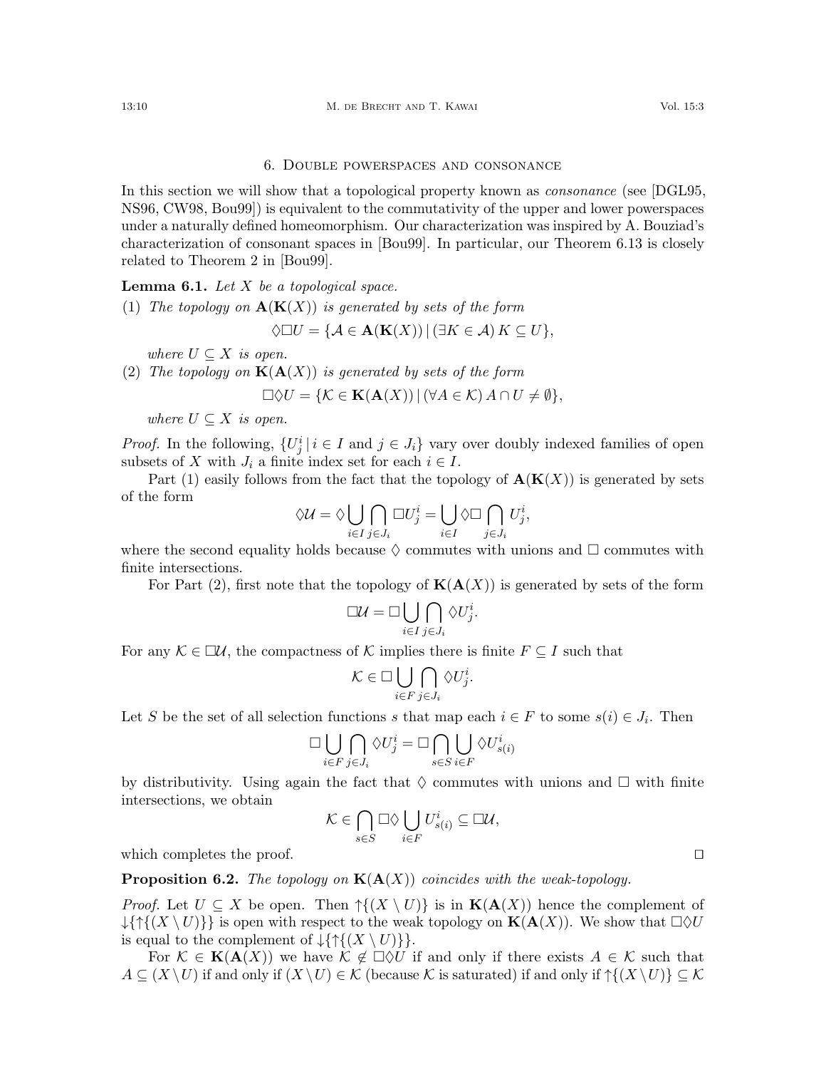## 6. Double powerspaces and consonance

In this section we will show that a topological property known as *consonance* (see [DGL95, NS96, CW98, Bou99]) is equivalent to the commutativity of the upper and lower powerspaces under a naturally defined homeomorphism. Our characterization was inspired by A. Bouziad's characterization of consonant spaces in [Bou99]. In particular, our Theorem 6.13 is closely related to Theorem 2 in [Bou99].

**Lemma 6.1.** *Let $X$ be a topological space.*

(1) *The topology on $\mathbf{A}(\mathbf{K}(X))$ is generated by sets of the form*
$$\Diamond\Box U = \{\mathcal{A} \in \mathbf{A}(\mathbf{K}(X)) \mid (\exists K \in \mathcal{A})\, K \subseteq U\},$$
*where $U \subseteq X$ is open.*

(2) *The topology on $\mathbf{K}(\mathbf{A}(X))$ is generated by sets of the form*
$$\Box\Diamond U = \{\mathcal{K} \in \mathbf{K}(\mathbf{A}(X)) \mid (\forall A \in \mathcal{K})\, A \cap U \neq \emptyset\},$$
*where $U \subseteq X$ is open.*

*Proof.* In the following, $\{U^i_j \mid i \in I \text{ and } j \in J_i\}$ vary over doubly indexed families of open subsets of $X$ with $J_i$ a finite index set for each $i \in I$.

Part (1) easily follows from the fact that the topology of $\mathbf{A}(\mathbf{K}(X))$ is generated by sets of the form
$$\Diamond\mathcal{U} = \Diamond \bigcup_{i\in I} \bigcap_{j \in J_i} \Box U^i_j = \bigcup_{i \in I} \Diamond\Box \bigcap_{j\in J_i} U^i_j,$$
where the second equality holds because $\Diamond$ commutes with unions and $\Box$ commutes with finite intersections.

For Part (2), first note that the topology of $\mathbf{K}(\mathbf{A}(X))$ is generated by sets of the form
$$\Box\mathcal{U} = \Box \bigcup_{i\in I} \bigcap_{j \in J_i} \Diamond U^i_j.$$
For any $\mathcal{K} \in \Box\mathcal{U}$, the compactness of $\mathcal{K}$ implies there is finite $F \subseteq I$ such that
$$\mathcal{K} \in \Box \bigcup_{i\in F} \bigcap_{j \in J_i} \Diamond U^i_j.$$
Let $S$ be the set of all selection functions $s$ that map each $i \in F$ to some $s(i) \in J_i$. Then
$$\Box \bigcup_{i\in F} \bigcap_{j \in J_i} \Diamond U^i_j = \Box \bigcap_{s \in S} \bigcup_{i \in F} \Diamond U^i_{s(i)}$$
by distributivity. Using again the fact that $\Diamond$ commutes with unions and $\Box$ with finite intersections, we obtain
$$\mathcal{K} \in \bigcap_{s\in S} \Box\Diamond \bigcup_{i \in F} U^i_{s(i)} \subseteq \Box\mathcal{U},$$
which completes the proof. $\square$

**Proposition 6.2.** *The topology on $\mathbf{K}(\mathbf{A}(X))$ coincides with the weak-topology.*

*Proof.* Let $U \subseteq X$ be open. Then $\uparrow\{(X \setminus U)\}$ is in $\mathbf{K}(\mathbf{A}(X))$ hence the complement of $\downarrow\{\uparrow\{(X \setminus U)\}\}$ is open with respect to the weak topology on $\mathbf{K}(\mathbf{A}(X))$. We show that $\Box\Diamond U$ is equal to the complement of $\downarrow\{\uparrow\{(X \setminus U)\}\}$.

For $\mathcal{K} \in \mathbf{K}(\mathbf{A}(X))$ we have $\mathcal{K} \notin \Box\Diamond U$ if and only if there exists $A \in \mathcal{K}$ such that $A \subseteq (X \setminus U)$ if and only if $(X \setminus U) \in \mathcal{K}$ (because $\mathcal{K}$ is saturated) if and only if $\uparrow\{(X \setminus U)\} \subseteq \mathcal{K}$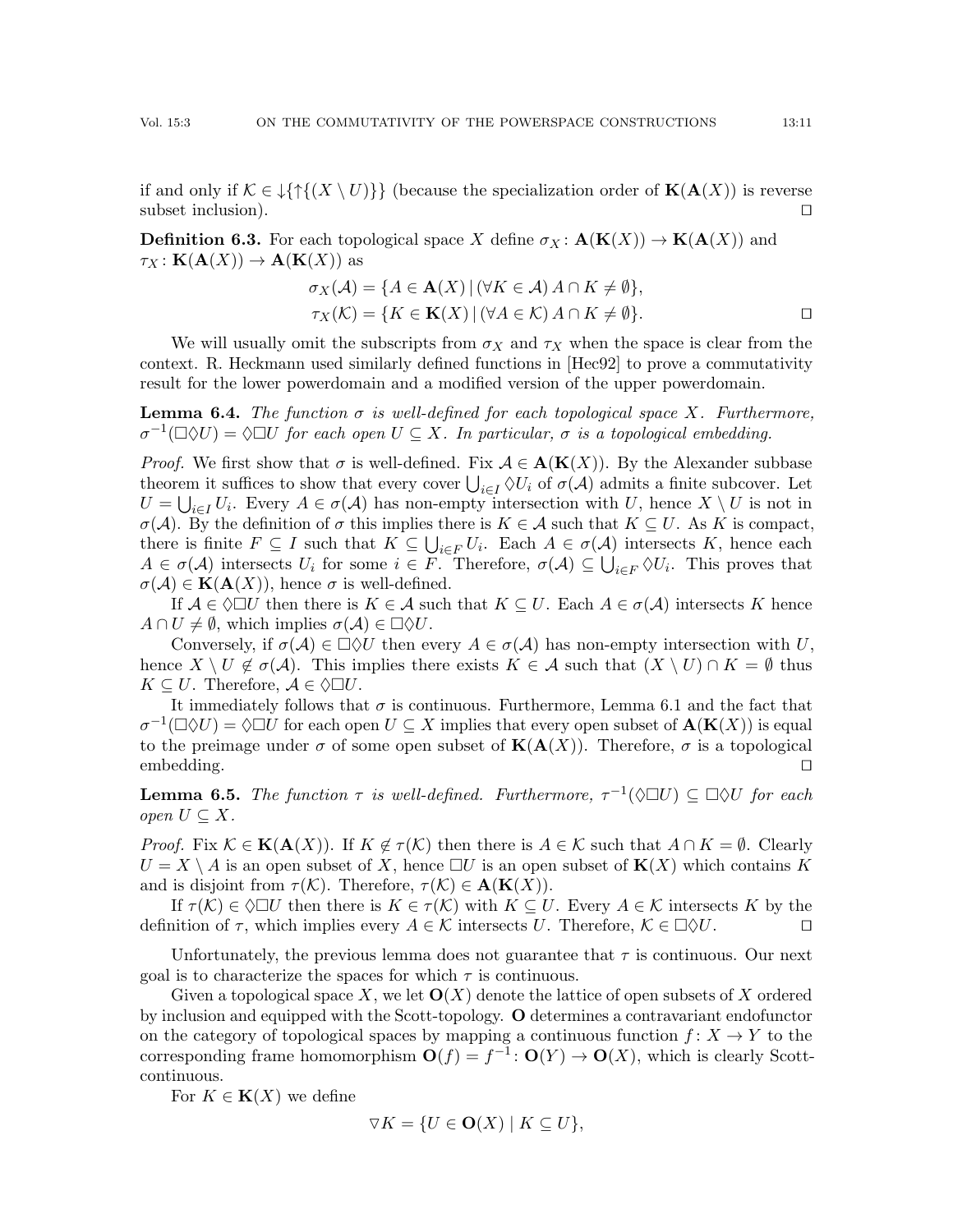if and only if $\mathcal{K} \in \downarrow\{\uparrow\{(X \setminus U)\}\}$ (because the specialization order of $\mathbf{K}(\mathbf{A}(X))$ is reverse subset inclusion). ◻

**Definition 6.3.** For each topological space $X$ define $\sigma_X : \mathbf{A}(\mathbf{K}(X)) \to \mathbf{K}(\mathbf{A}(X))$ and $\tau_X : \mathbf{K}(\mathbf{A}(X)) \to \mathbf{A}(\mathbf{K}(X))$ as

$$\sigma_X(\mathcal{A}) = \{A \in \mathbf{A}(X) \mid (\forall K \in \mathcal{A})\, A \cap K \neq \emptyset\},$$
$$\tau_X(\mathcal{K}) = \{K \in \mathbf{K}(X) \mid (\forall A \in \mathcal{K})\, A \cap K \neq \emptyset\}.$$
◻

We will usually omit the subscripts from $\sigma_X$ and $\tau_X$ when the space is clear from the context. R. Heckmann used similarly defined functions in [Hec92] to prove a commutativity result for the lower powerdomain and a modified version of the upper powerdomain.

**Lemma 6.4.** *The function $\sigma$ is well-defined for each topological space $X$. Furthermore, $\sigma^{-1}(\Box\Diamond U) = \Diamond\Box U$ for each open $U \subseteq X$. In particular, $\sigma$ is a topological embedding.*

*Proof.* We first show that $\sigma$ is well-defined. Fix $\mathcal{A} \in \mathbf{A}(\mathbf{K}(X))$. By the Alexander subbase theorem it suffices to show that every cover $\bigcup_{i\in I} \Diamond U_i$ of $\sigma(\mathcal{A})$ admits a finite subcover. Let $U = \bigcup_{i\in I} U_i$. Every $A \in \sigma(\mathcal{A})$ has non-empty intersection with $U$, hence $X \setminus U$ is not in $\sigma(\mathcal{A})$. By the definition of $\sigma$ this implies there is $K \in \mathcal{A}$ such that $K \subseteq U$. As $K$ is compact, there is finite $F \subseteq I$ such that $K \subseteq \bigcup_{i\in F} U_i$. Each $A \in \sigma(\mathcal{A})$ intersects $K$, hence each $A \in \sigma(\mathcal{A})$ intersects $U_i$ for some $i \in F$. Therefore, $\sigma(\mathcal{A}) \subseteq \bigcup_{i\in F} \Diamond U_i$. This proves that $\sigma(\mathcal{A}) \in \mathbf{K}(\mathbf{A}(X))$, hence $\sigma$ is well-defined.

If $\mathcal{A} \in \Diamond\Box U$ then there is $K \in \mathcal{A}$ such that $K \subseteq U$. Each $A \in \sigma(\mathcal{A})$ intersects $K$ hence $A \cap U \neq \emptyset$, which implies $\sigma(\mathcal{A}) \in \Box\Diamond U$.

Conversely, if $\sigma(\mathcal{A}) \in \Box\Diamond U$ then every $A \in \sigma(\mathcal{A})$ has non-empty intersection with $U$, hence $X \setminus U \notin \sigma(\mathcal{A})$. This implies there exists $K \in \mathcal{A}$ such that $(X \setminus U) \cap K = \emptyset$ thus $K \subseteq U$. Therefore, $\mathcal{A} \in \Diamond\Box U$.

It immediately follows that $\sigma$ is continuous. Furthermore, Lemma 6.1 and the fact that $\sigma^{-1}(\Box\Diamond U) = \Diamond\Box U$ for each open $U \subseteq X$ implies that every open subset of $\mathbf{A}(\mathbf{K}(X))$ is equal to the preimage under $\sigma$ of some open subset of $\mathbf{K}(\mathbf{A}(X))$. Therefore, $\sigma$ is a topological embedding. ◻

**Lemma 6.5.** *The function $\tau$ is well-defined. Furthermore, $\tau^{-1}(\Diamond\Box U) \subseteq \Box\Diamond U$ for each open $U \subseteq X$.*

*Proof.* Fix $\mathcal{K} \in \mathbf{K}(\mathbf{A}(X))$. If $K \notin \tau(\mathcal{K})$ then there is $A \in \mathcal{K}$ such that $A \cap K = \emptyset$. Clearly $U = X \setminus A$ is an open subset of $X$, hence $\Box U$ is an open subset of $\mathbf{K}(X)$ which contains $K$ and is disjoint from $\tau(\mathcal{K})$. Therefore, $\tau(\mathcal{K}) \in \mathbf{A}(\mathbf{K}(X))$.

If $\tau(\mathcal{K}) \in \Diamond\Box U$ then there is $K \in \tau(\mathcal{K})$ with $K \subseteq U$. Every $A \in \mathcal{K}$ intersects $K$ by the definition of $\tau$, which implies every $A \in \mathcal{K}$ intersects $U$. Therefore, $\mathcal{K} \in \Box\Diamond U$. ◻

Unfortunately, the previous lemma does not guarantee that $\tau$ is continuous. Our next goal is to characterize the spaces for which $\tau$ is continuous.

Given a topological space $X$, we let $\mathbf{O}(X)$ denote the lattice of open subsets of $X$ ordered by inclusion and equipped with the Scott-topology. $\mathbf{O}$ determines a contravariant endofunctor on the category of topological spaces by mapping a continuous function $f : X \to Y$ to the corresponding frame homomorphism $\mathbf{O}(f) = f^{-1} : \mathbf{O}(Y) \to \mathbf{O}(X)$, which is clearly Scott-continuous.

For $K \in \mathbf{K}(X)$ we define

$$\triangledown K = \{U \in \mathbf{O}(X) \mid K \subseteq U\},$$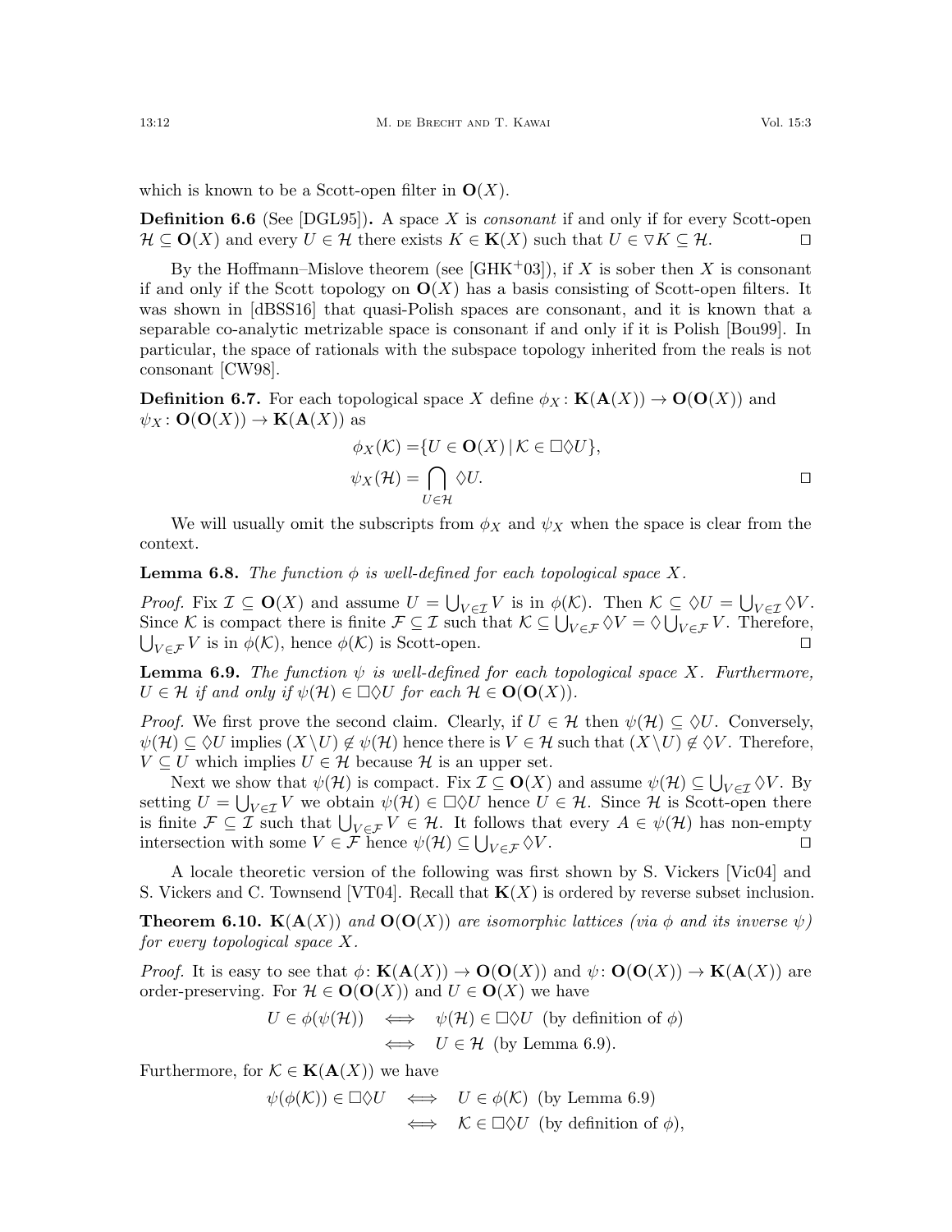which is known to be a Scott-open filter in $\mathbf{O}(X)$.

**Definition 6.6** (See [DGL95])**.** A space $X$ is *consonant* if and only if for every Scott-open $\mathcal{H} \subseteq \mathbf{O}(X)$ and every $U \in \mathcal{H}$ there exists $K \in \mathbf{K}(X)$ such that $U \in \nabla K \subseteq \mathcal{H}$. $\square$

By the Hoffmann–Mislove theorem (see [GHK+03]), if $X$ is sober then $X$ is consonant if and only if the Scott topology on $\mathbf{O}(X)$ has a basis consisting of Scott-open filters. It was shown in [dBSS16] that quasi-Polish spaces are consonant, and it is known that a separable co-analytic metrizable space is consonant if and only if it is Polish [Bou99]. In particular, the space of rationals with the subspace topology inherited from the reals is not consonant [CW98].

**Definition 6.7.** For each topological space $X$ define $\phi_X \colon \mathbf{K}(\mathbf{A}(X)) \to \mathbf{O}(\mathbf{O}(X))$ and $\psi_X \colon \mathbf{O}(\mathbf{O}(X)) \to \mathbf{K}(\mathbf{A}(X))$ as

$$\phi_X(\mathcal{K}) = \{U \in \mathbf{O}(X) \mid \mathcal{K} \in \Box\Diamond U\},$$
$$\psi_X(\mathcal{H}) = \bigcap_{U \in \mathcal{H}} \Diamond U. \qquad \square$$

We will usually omit the subscripts from $\phi_X$ and $\psi_X$ when the space is clear from the context.

**Lemma 6.8.** *The function $\phi$ is well-defined for each topological space $X$.*

*Proof.* Fix $\mathcal{I} \subseteq \mathbf{O}(X)$ and assume $U = \bigcup_{V \in \mathcal{I}} V$ is in $\phi(\mathcal{K})$. Then $\mathcal{K} \subseteq \Diamond U = \bigcup_{V \in \mathcal{I}} \Diamond V$. Since $\mathcal{K}$ is compact there is finite $\mathcal{F} \subseteq \mathcal{I}$ such that $\mathcal{K} \subseteq \bigcup_{V \in \mathcal{F}} \Diamond V = \Diamond \bigcup_{V \in \mathcal{F}} V$. Therefore, $\bigcup_{V \in \mathcal{F}} V$ is in $\phi(\mathcal{K})$, hence $\phi(\mathcal{K})$ is Scott-open. $\square$

**Lemma 6.9.** *The function $\psi$ is well-defined for each topological space $X$. Furthermore, $U \in \mathcal{H}$ if and only if $\psi(\mathcal{H}) \in \Box\Diamond U$ for each $\mathcal{H} \in \mathbf{O}(\mathbf{O}(X))$.*

*Proof.* We first prove the second claim. Clearly, if $U \in \mathcal{H}$ then $\psi(\mathcal{H}) \subseteq \Diamond U$. Conversely, $\psi(\mathcal{H}) \subseteq \Diamond U$ implies $(X \setminus U) \notin \psi(\mathcal{H})$ hence there is $V \in \mathcal{H}$ such that $(X \setminus U) \notin \Diamond V$. Therefore, $V \subseteq U$ which implies $U \in \mathcal{H}$ because $\mathcal{H}$ is an upper set.

Next we show that $\psi(\mathcal{H})$ is compact. Fix $\mathcal{I} \subseteq \mathbf{O}(X)$ and assume $\psi(\mathcal{H}) \subseteq \bigcup_{V \in \mathcal{I}} \Diamond V$. By setting $U = \bigcup_{V \in \mathcal{I}} V$ we obtain $\psi(\mathcal{H}) \in \Box\Diamond U$ hence $U \in \mathcal{H}$. Since $\mathcal{H}$ is Scott-open there is finite $\mathcal{F} \subseteq \mathcal{I}$ such that $\bigcup_{V \in \mathcal{F}} V \in \mathcal{H}$. It follows that every $A \in \psi(\mathcal{H})$ has non-empty intersection with some $V \in \mathcal{F}$ hence $\psi(\mathcal{H}) \subseteq \bigcup_{V \in \mathcal{F}} \Diamond V$. $\square$

A locale theoretic version of the following was first shown by S. Vickers [Vic04] and S. Vickers and C. Townsend [VT04]. Recall that $\mathbf{K}(X)$ is ordered by reverse subset inclusion.

**Theorem 6.10.** *$\mathbf{K}(\mathbf{A}(X))$ and $\mathbf{O}(\mathbf{O}(X))$ are isomorphic lattices (via $\phi$ and its inverse $\psi$) for every topological space $X$.*

*Proof.* It is easy to see that $\phi \colon \mathbf{K}(\mathbf{A}(X)) \to \mathbf{O}(\mathbf{O}(X))$ and $\psi \colon \mathbf{O}(\mathbf{O}(X)) \to \mathbf{K}(\mathbf{A}(X))$ are order-preserving. For $\mathcal{H} \in \mathbf{O}(\mathbf{O}(X))$ and $U \in \mathbf{O}(X)$ we have

$$\begin{aligned} U \in \phi(\psi(\mathcal{H})) \quad &\iff \quad \psi(\mathcal{H}) \in \Box\Diamond U \;\; \text{(by definition of } \phi\text{)} \\ &\iff \quad U \in \mathcal{H} \;\; \text{(by Lemma 6.9).} \end{aligned}$$

Furthermore, for $\mathcal{K} \in \mathbf{K}(\mathbf{A}(X))$ we have

$$\begin{aligned} \psi(\phi(\mathcal{K})) \in \Box\Diamond U \quad &\iff \quad U \in \phi(\mathcal{K}) \;\; \text{(by Lemma 6.9)} \\ &\iff \quad \mathcal{K} \in \Box\Diamond U \;\; \text{(by definition of } \phi\text{),} \end{aligned}$$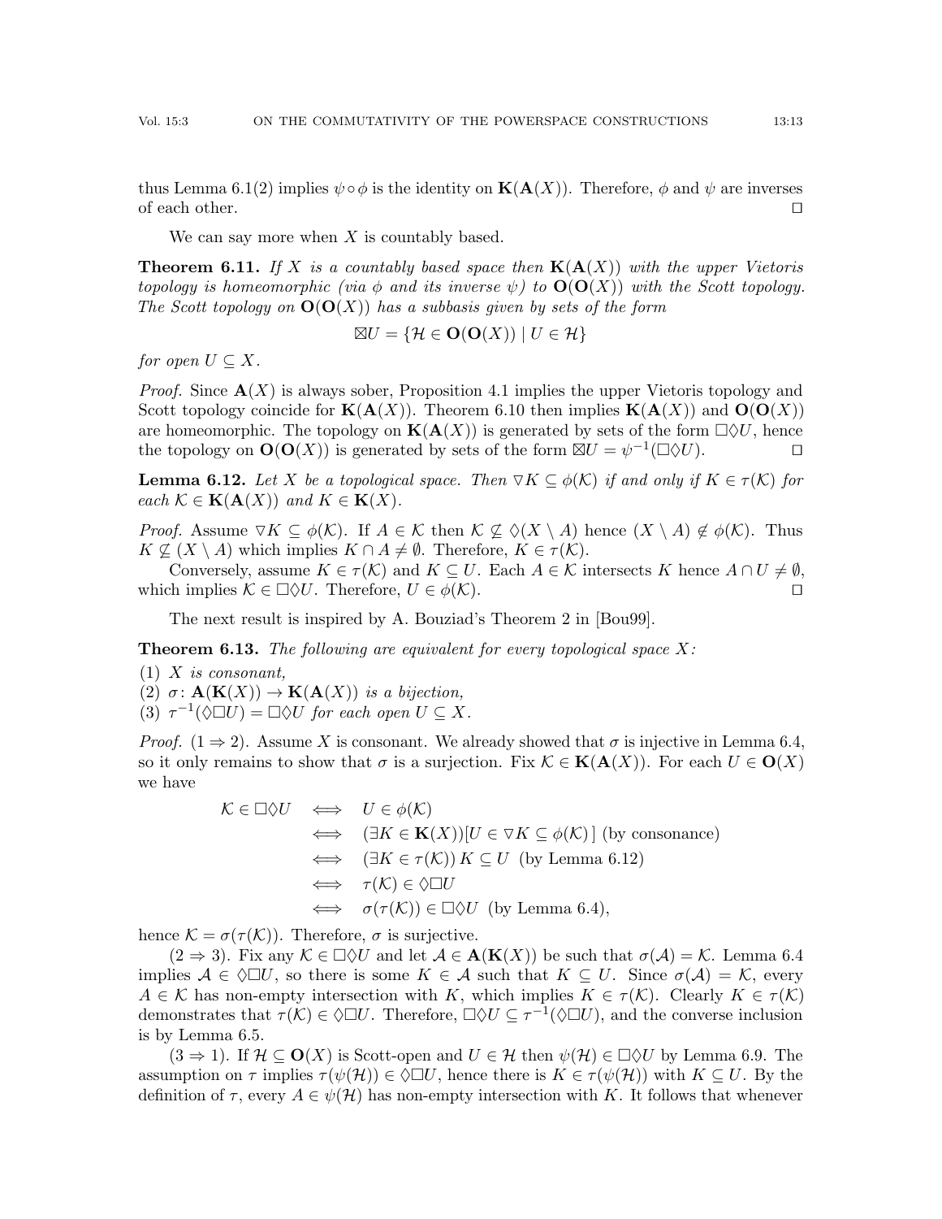thus Lemma 6.1(2) implies $\psi \circ \phi$ is the identity on $\mathbf{K}(\mathbf{A}(X))$. Therefore, $\phi$ and $\psi$ are inverses of each other. ◻

We can say more when $X$ is countably based.

**Theorem 6.11.** *If $X$ is a countably based space then $\mathbf{K}(\mathbf{A}(X))$ with the upper Vietoris topology is homeomorphic (via $\phi$ and its inverse $\psi$) to $\mathbf{O}(\mathbf{O}(X))$ with the Scott topology. The Scott topology on $\mathbf{O}(\mathbf{O}(X))$ has a subbasis given by sets of the form*

$$\boxtimes U = \{\mathcal{H} \in \mathbf{O}(\mathbf{O}(X)) \mid U \in \mathcal{H}\}$$

*for open $U \subseteq X$.*

*Proof.* Since $\mathbf{A}(X)$ is always sober, Proposition 4.1 implies the upper Vietoris topology and Scott topology coincide for $\mathbf{K}(\mathbf{A}(X))$. Theorem 6.10 then implies $\mathbf{K}(\mathbf{A}(X))$ and $\mathbf{O}(\mathbf{O}(X))$ are homeomorphic. The topology on $\mathbf{K}(\mathbf{A}(X))$ is generated by sets of the form $\Box\Diamond U$, hence the topology on $\mathbf{O}(\mathbf{O}(X))$ is generated by sets of the form $\boxtimes U = \psi^{-1}(\Box\Diamond U)$. ◻

**Lemma 6.12.** *Let $X$ be a topological space. Then $\nabla K \subseteq \phi(\mathcal{K})$ if and only if $K \in \tau(\mathcal{K})$ for each $\mathcal{K} \in \mathbf{K}(\mathbf{A}(X))$ and $K \in \mathbf{K}(X)$.*

*Proof.* Assume $\nabla K \subseteq \phi(\mathcal{K})$. If $A \in \mathcal{K}$ then $\mathcal{K} \not\subseteq \Diamond(X \setminus A)$ hence $(X \setminus A) \notin \phi(\mathcal{K})$. Thus $K \not\subseteq (X \setminus A)$ which implies $K \cap A \neq \emptyset$. Therefore, $K \in \tau(\mathcal{K})$.

Conversely, assume $K \in \tau(\mathcal{K})$ and $K \subseteq U$. Each $A \in \mathcal{K}$ intersects $K$ hence $A \cap U \neq \emptyset$, which implies $\mathcal{K} \in \Box\Diamond U$. Therefore, $U \in \phi(\mathcal{K})$. ◻

The next result is inspired by A. Bouziad's Theorem 2 in [Bou99].

**Theorem 6.13.** *The following are equivalent for every topological space $X$:*

1. *$X$ is consonant,*
2. *$\sigma\colon \mathbf{A}(\mathbf{K}(X)) \to \mathbf{K}(\mathbf{A}(X))$ is a bijection,*
3. *$\tau^{-1}(\Diamond\Box U) = \Box\Diamond U$ for each open $U \subseteq X$.*

*Proof.* ($1 \Rightarrow 2$). Assume $X$ is consonant. We already showed that $\sigma$ is injective in Lemma 6.4, so it only remains to show that $\sigma$ is a surjection. Fix $\mathcal{K} \in \mathbf{K}(\mathbf{A}(X))$. For each $U \in \mathbf{O}(X)$ we have

$$\begin{aligned}
\mathcal{K} \in \Box\Diamond U \quad &\iff \quad U \in \phi(\mathcal{K}) \\
&\iff \quad (\exists K \in \mathbf{K}(X))[U \in \nabla K \subseteq \phi(\mathcal{K})\,] \text{ (by consonance)} \\
&\iff \quad (\exists K \in \tau(\mathcal{K}))\, K \subseteq U \text{ (by Lemma 6.12)} \\
&\iff \quad \tau(\mathcal{K}) \in \Diamond\Box U \\
&\iff \quad \sigma(\tau(\mathcal{K})) \in \Box\Diamond U \text{ (by Lemma 6.4)},
\end{aligned}$$

hence $\mathcal{K} = \sigma(\tau(\mathcal{K}))$. Therefore, $\sigma$ is surjective.

($2 \Rightarrow 3$). Fix any $\mathcal{K} \in \Box\Diamond U$ and let $\mathcal{A} \in \mathbf{A}(\mathbf{K}(X))$ be such that $\sigma(\mathcal{A}) = \mathcal{K}$. Lemma 6.4 implies $\mathcal{A} \in \Diamond\Box U$, so there is some $K \in \mathcal{A}$ such that $K \subseteq U$. Since $\sigma(\mathcal{A}) = \mathcal{K}$, every $A \in \mathcal{K}$ has non-empty intersection with $K$, which implies $K \in \tau(\mathcal{K})$. Clearly $K \in \tau(\mathcal{K})$ demonstrates that $\tau(\mathcal{K}) \in \Diamond\Box U$. Therefore, $\Box\Diamond U \subseteq \tau^{-1}(\Diamond\Box U)$, and the converse inclusion is by Lemma 6.5.

($3 \Rightarrow 1$). If $\mathcal{H} \subseteq \mathbf{O}(X)$ is Scott-open and $U \in \mathcal{H}$ then $\psi(\mathcal{H}) \in \Box\Diamond U$ by Lemma 6.9. The assumption on $\tau$ implies $\tau(\psi(\mathcal{H})) \in \Diamond\Box U$, hence there is $K \in \tau(\psi(\mathcal{H}))$ with $K \subseteq U$. By the definition of $\tau$, every $A \in \psi(\mathcal{H})$ has non-empty intersection with $K$. It follows that whenever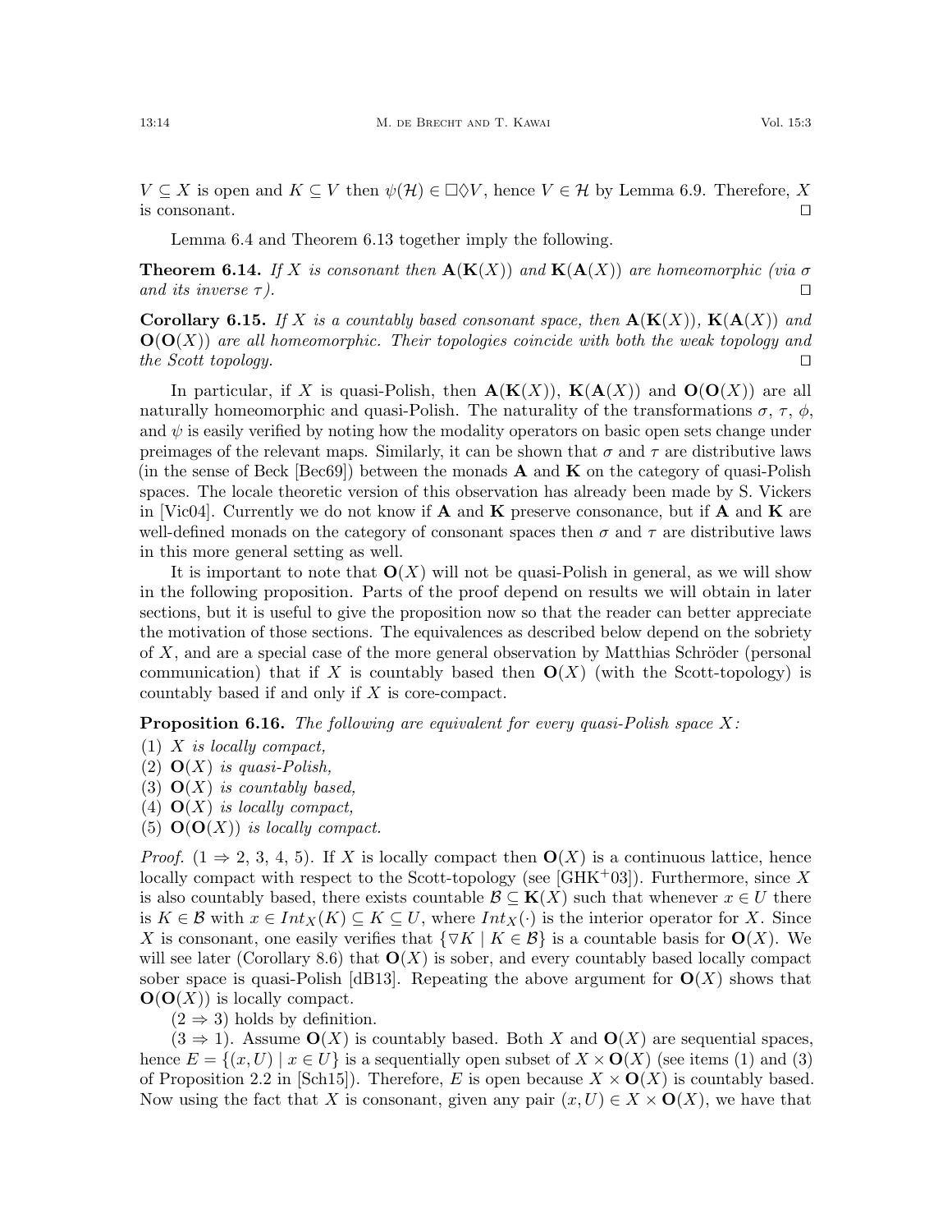$V \subseteq X$ is open and $K \subseteq V$ then $\psi(\mathcal{H}) \in \Box\Diamond V$, hence $V \in \mathcal{H}$ by Lemma 6.9. Therefore, $X$ is consonant. $\square$

Lemma 6.4 and Theorem 6.13 together imply the following.

**Theorem 6.14.** *If $X$ is consonant then $\mathbf{A}(\mathbf{K}(X))$ and $\mathbf{K}(\mathbf{A}(X))$ are homeomorphic (via $\sigma$ and its inverse $\tau$).* $\square$

**Corollary 6.15.** *If $X$ is a countably based consonant space, then $\mathbf{A}(\mathbf{K}(X))$, $\mathbf{K}(\mathbf{A}(X))$ and $\mathbf{O}(\mathbf{O}(X))$ are all homeomorphic. Their topologies coincide with both the weak topology and the Scott topology.* $\square$

In particular, if $X$ is quasi-Polish, then $\mathbf{A}(\mathbf{K}(X))$, $\mathbf{K}(\mathbf{A}(X))$ and $\mathbf{O}(\mathbf{O}(X))$ are all naturally homeomorphic and quasi-Polish. The naturality of the transformations $\sigma$, $\tau$, $\phi$, and $\psi$ is easily verified by noting how the modality operators on basic open sets change under preimages of the relevant maps. Similarly, it can be shown that $\sigma$ and $\tau$ are distributive laws (in the sense of Beck [Bec69]) between the monads $\mathbf{A}$ and $\mathbf{K}$ on the category of quasi-Polish spaces. The locale theoretic version of this observation has already been made by S. Vickers in [Vic04]. Currently we do not know if $\mathbf{A}$ and $\mathbf{K}$ preserve consonance, but if $\mathbf{A}$ and $\mathbf{K}$ are well-defined monads on the category of consonant spaces then $\sigma$ and $\tau$ are distributive laws in this more general setting as well.

It is important to note that $\mathbf{O}(X)$ will not be quasi-Polish in general, as we will show in the following proposition. Parts of the proof depend on results we will obtain in later sections, but it is useful to give the proposition now so that the reader can better appreciate the motivation of those sections. The equivalences as described below depend on the sobriety of $X$, and are a special case of the more general observation by Matthias Schröder (personal communication) that if $X$ is countably based then $\mathbf{O}(X)$ (with the Scott-topology) is countably based if and only if $X$ is core-compact.

**Proposition 6.16.** *The following are equivalent for every quasi-Polish space $X$:*

1. *$X$ is locally compact,*
2. *$\mathbf{O}(X)$ is quasi-Polish,*
3. *$\mathbf{O}(X)$ is countably based,*
4. *$\mathbf{O}(X)$ is locally compact,*
5. *$\mathbf{O}(\mathbf{O}(X))$ is locally compact.*

*Proof.* ($1 \Rightarrow 2, 3, 4, 5$). If $X$ is locally compact then $\mathbf{O}(X)$ is a continuous lattice, hence locally compact with respect to the Scott-topology (see [GHK+03]). Furthermore, since $X$ is also countably based, there exists countable $\mathcal{B} \subseteq \mathbf{K}(X)$ such that whenever $x \in U$ there is $K \in \mathcal{B}$ with $x \in Int_X(K) \subseteq K \subseteq U$, where $Int_X(\cdot)$ is the interior operator for $X$. Since $X$ is consonant, one easily verifies that $\{\nabla K \mid K \in \mathcal{B}\}$ is a countable basis for $\mathbf{O}(X)$. We will see later (Corollary 8.6) that $\mathbf{O}(X)$ is sober, and every countably based locally compact sober space is quasi-Polish [dB13]. Repeating the above argument for $\mathbf{O}(X)$ shows that $\mathbf{O}(\mathbf{O}(X))$ is locally compact.

($2 \Rightarrow 3$) holds by definition.

($3 \Rightarrow 1$). Assume $\mathbf{O}(X)$ is countably based. Both $X$ and $\mathbf{O}(X)$ are sequential spaces, hence $E = \{(x, U) \mid x \in U\}$ is a sequentially open subset of $X \times \mathbf{O}(X)$ (see items (1) and (3) of Proposition 2.2 in [Sch15]). Therefore, $E$ is open because $X \times \mathbf{O}(X)$ is countably based. Now using the fact that $X$ is consonant, given any pair $(x, U) \in X \times \mathbf{O}(X)$, we have that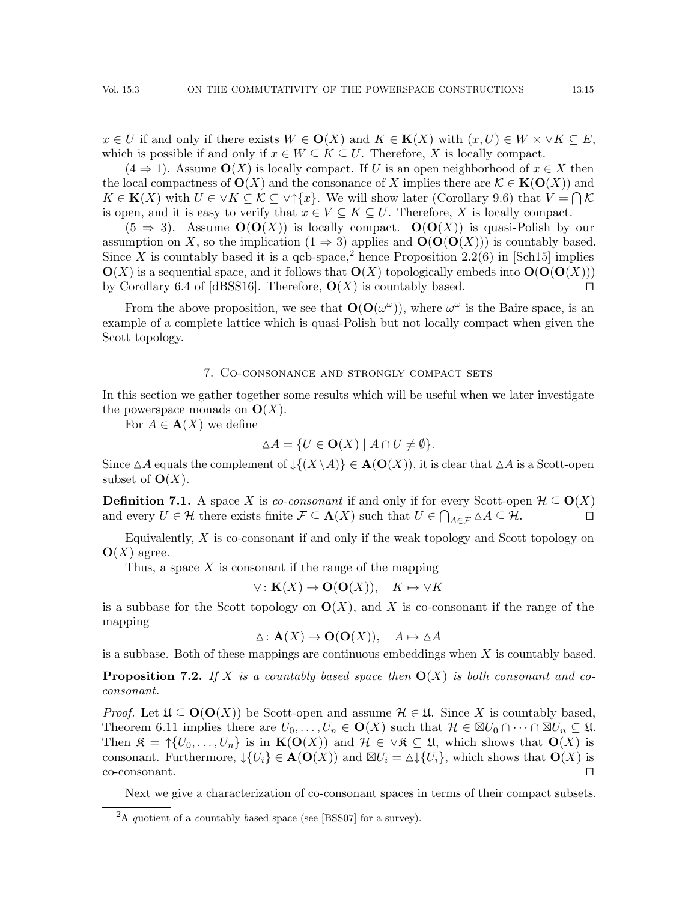$x \in U$ if and only if there exists $W \in \mathbf{O}(X)$ and $K \in \mathbf{K}(X)$ with $(x, U) \in W \times \triangledown K \subseteq E$, which is possible if and only if $x \in W \subseteq K \subseteq U$. Therefore, $X$ is locally compact.

($4 \Rightarrow 1$). Assume $\mathbf{O}(X)$ is locally compact. If $U$ is an open neighborhood of $x \in X$ then the local compactness of $\mathbf{O}(X)$ and the consonance of $X$ implies there are $\mathcal{K} \in \mathbf{K}(\mathbf{O}(X))$ and $K \in \mathbf{K}(X)$ with $U \in \triangledown K \subseteq \mathcal{K} \subseteq \triangledown \uparrow\{x\}$. We will show later (Corollary 9.6) that $V = \bigcap \mathcal{K}$ is open, and it is easy to verify that $x \in V \subseteq K \subseteq U$. Therefore, $X$ is locally compact.

($5 \Rightarrow 3$). Assume $\mathbf{O}(\mathbf{O}(X))$ is locally compact. $\mathbf{O}(\mathbf{O}(X))$ is quasi-Polish by our assumption on $X$, so the implication ($1 \Rightarrow 3$) applies and $\mathbf{O}(\mathbf{O}(\mathbf{O}(X)))$ is countably based. Since $X$ is countably based it is a qcb-space,[2] hence Proposition 2.2(6) in [Sch15] implies $\mathbf{O}(X)$ is a sequential space, and it follows that $\mathbf{O}(X)$ topologically embeds into $\mathbf{O}(\mathbf{O}(\mathbf{O}(X)))$ by Corollary 6.4 of [dBSS16]. Therefore, $\mathbf{O}(X)$ is countably based. ☐

From the above proposition, we see that $\mathbf{O}(\mathbf{O}(\omega^\omega))$, where $\omega^\omega$ is the Baire space, is an example of a complete lattice which is quasi-Polish but not locally compact when given the Scott topology.

## 7. Co-consonance and strongly compact sets

In this section we gather together some results which will be useful when we later investigate the powerspace monads on $\mathbf{O}(X)$.

For $A \in \mathbf{A}(X)$ we define

$$\vartriangle A = \{U \in \mathbf{O}(X) \mid A \cap U \neq \emptyset\}.$$

Since $\vartriangle A$ equals the complement of $\downarrow\{(X \setminus A)\} \in \mathbf{A}(\mathbf{O}(X))$, it is clear that $\vartriangle A$ is a Scott-open subset of $\mathbf{O}(X)$.

**Definition 7.1.** A space $X$ is *co-consonant* if and only if for every Scott-open $\mathcal{H} \subseteq \mathbf{O}(X)$ and every $U \in \mathcal{H}$ there exists finite $\mathcal{F} \subseteq \mathbf{A}(X)$ such that $U \in \bigcap_{A \in \mathcal{F}} \vartriangle A \subseteq \mathcal{H}$. ☐

Equivalently, $X$ is co-consonant if and only if the weak topology and Scott topology on $\mathbf{O}(X)$ agree.

Thus, a space $X$ is consonant if the range of the mapping

$$\triangledown \colon \mathbf{K}(X) \to \mathbf{O}(\mathbf{O}(X)), \quad K \mapsto \triangledown K$$

is a subbase for the Scott topology on $\mathbf{O}(X)$, and $X$ is co-consonant if the range of the mapping

$$\vartriangle \colon \mathbf{A}(X) \to \mathbf{O}(\mathbf{O}(X)), \quad A \mapsto \vartriangle A$$

is a subbase. Both of these mappings are continuous embeddings when $X$ is countably based.

**Proposition 7.2.** *If $X$ is a countably based space then $\mathbf{O}(X)$ is both consonant and co-consonant.*

*Proof.* Let $\mathfrak{U} \subseteq \mathbf{O}(\mathbf{O}(X))$ be Scott-open and assume $\mathcal{H} \in \mathfrak{U}$. Since $X$ is countably based, Theorem 6.11 implies there are $U_0, \ldots, U_n \in \mathbf{O}(X)$ such that $\mathcal{H} \in \boxtimes U_0 \cap \cdots \cap \boxtimes U_n \subseteq \mathfrak{U}$. Then $\mathfrak{K} = \uparrow\{U_0, \ldots, U_n\}$ is in $\mathbf{K}(\mathbf{O}(X))$ and $\mathcal{H} \in \triangledown \mathfrak{K} \subseteq \mathfrak{U}$, which shows that $\mathbf{O}(X)$ is consonant. Furthermore, $\downarrow\{U_i\} \in \mathbf{A}(\mathbf{O}(X))$ and $\boxtimes U_i = \vartriangle\downarrow\{U_i\}$, which shows that $\mathbf{O}(X)$ is co-consonant. ☐

Next we give a characterization of co-consonant spaces in terms of their compact subsets.

[2] A *q*uotient of a *c*ountably *b*ased space (see [BSS07] for a survey).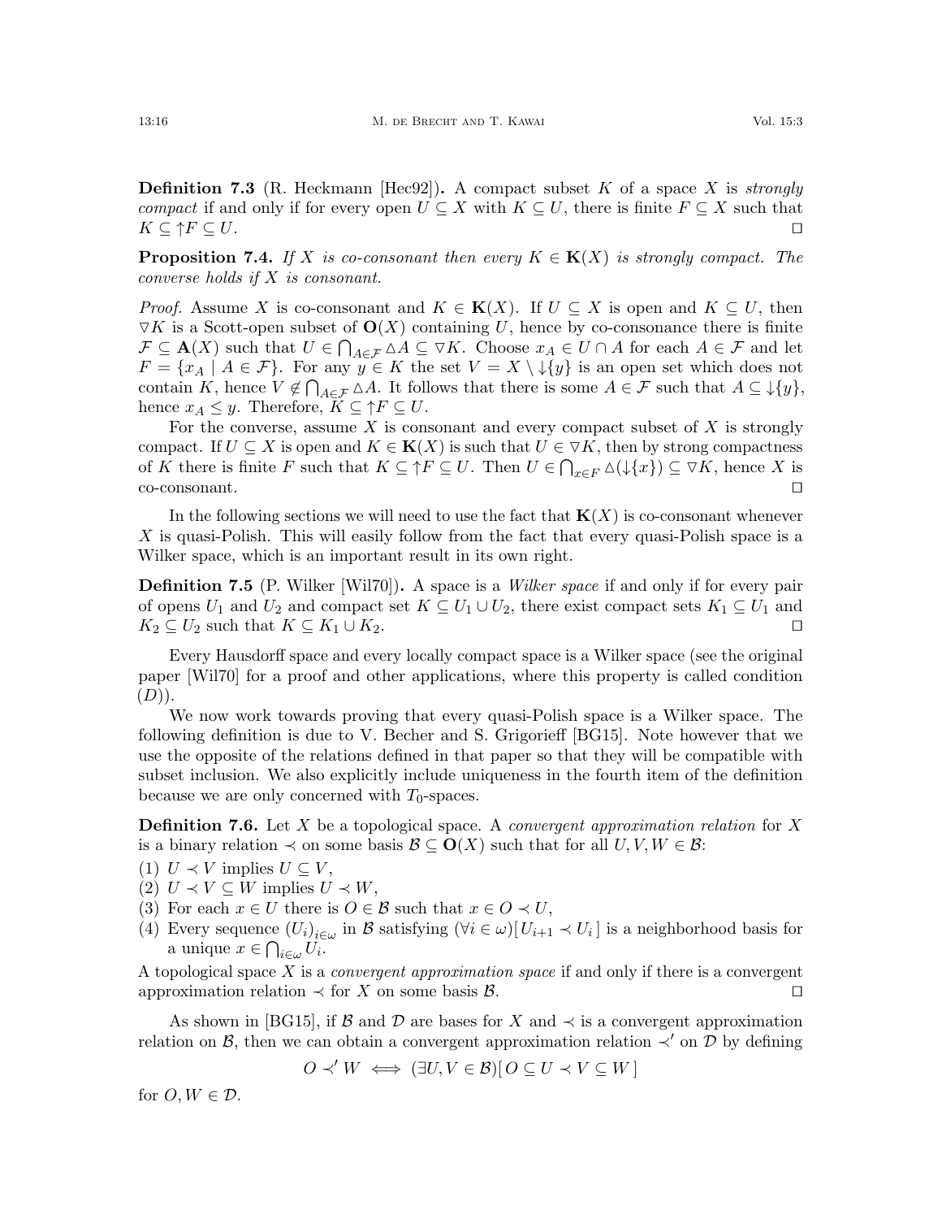**Definition 7.3** (R. Heckmann [Hec92])**.** A compact subset $K$ of a space $X$ is *strongly compact* if and only if for every open $U \subseteq X$ with $K \subseteq U$, there is finite $F \subseteq X$ such that $K \subseteq {\uparrow}F \subseteq U$. $\square$

**Proposition 7.4.** *If $X$ is co-consonant then every $K \in \mathbf{K}(X)$ is strongly compact. The converse holds if $X$ is consonant.*

*Proof.* Assume $X$ is co-consonant and $K \in \mathbf{K}(X)$. If $U \subseteq X$ is open and $K \subseteq U$, then $\triangledown K$ is a Scott-open subset of $\mathbf{O}(X)$ containing $U$, hence by co-consonance there is finite $\mathcal{F} \subseteq \mathbf{A}(X)$ such that $U \in \bigcap_{A \in \mathcal{F}} \vartriangle A \subseteq \triangledown K$. Choose $x_A \in U \cap A$ for each $A \in \mathcal{F}$ and let $F = \{x_A \mid A \in \mathcal{F}\}$. For any $y \in K$ the set $V = X \setminus {\downarrow}\{y\}$ is an open set which does not contain $K$, hence $V \notin \bigcap_{A \in \mathcal{F}} \vartriangle A$. It follows that there is some $A \in \mathcal{F}$ such that $A \subseteq {\downarrow}\{y\}$, hence $x_A \leq y$. Therefore, $K \subseteq {\uparrow}F \subseteq U$.

For the converse, assume $X$ is consonant and every compact subset of $X$ is strongly compact. If $U \subseteq X$ is open and $K \in \mathbf{K}(X)$ is such that $U \in \triangledown K$, then by strong compactness of $K$ there is finite $F$ such that $K \subseteq {\uparrow}F \subseteq U$. Then $U \in \bigcap_{x \in F} \vartriangle({\downarrow}\{x\}) \subseteq \triangledown K$, hence $X$ is co-consonant. $\square$

In the following sections we will need to use the fact that $\mathbf{K}(X)$ is co-consonant whenever $X$ is quasi-Polish. This will easily follow from the fact that every quasi-Polish space is a Wilker space, which is an important result in its own right.

**Definition 7.5** (P. Wilker [Wil70])**.** A space is a *Wilker space* if and only if for every pair of opens $U_1$ and $U_2$ and compact set $K \subseteq U_1 \cup U_2$, there exist compact sets $K_1 \subseteq U_1$ and $K_2 \subseteq U_2$ such that $K \subseteq K_1 \cup K_2$. $\square$

Every Hausdorff space and every locally compact space is a Wilker space (see the original paper [Wil70] for a proof and other applications, where this property is called condition $(D)$).

We now work towards proving that every quasi-Polish space is a Wilker space. The following definition is due to V. Becher and S. Grigorieff [BG15]. Note however that we use the opposite of the relations defined in that paper so that they will be compatible with subset inclusion. We also explicitly include uniqueness in the fourth item of the definition because we are only concerned with $T_0$-spaces.

**Definition 7.6.** Let $X$ be a topological space. A *convergent approximation relation* for $X$ is a binary relation $\prec$ on some basis $\mathcal{B} \subseteq \mathbf{O}(X)$ such that for all $U, V, W \in \mathcal{B}$:

(1) $U \prec V$ implies $U \subseteq V$,
(2) $U \prec V \subseteq W$ implies $U \prec W$,
(3) For each $x \in U$ there is $O \in \mathcal{B}$ such that $x \in O \prec U$,
(4) Every sequence $(U_i)_{i \in \omega}$ in $\mathcal{B}$ satisfying $(\forall i \in \omega)[\, U_{i+1} \prec U_i \,]$ is a neighborhood basis for a unique $x \in \bigcap_{i \in \omega} U_i$.

A topological space $X$ is a *convergent approximation space* if and only if there is a convergent approximation relation $\prec$ for $X$ on some basis $\mathcal{B}$. $\square$

As shown in [BG15], if $\mathcal{B}$ and $\mathcal{D}$ are bases for $X$ and $\prec$ is a convergent approximation relation on $\mathcal{B}$, then we can obtain a convergent approximation relation $\prec'$ on $\mathcal{D}$ by defining

$$O \prec' W \iff (\exists U, V \in \mathcal{B})[\, O \subseteq U \prec V \subseteq W \,]$$

for $O, W \in \mathcal{D}$.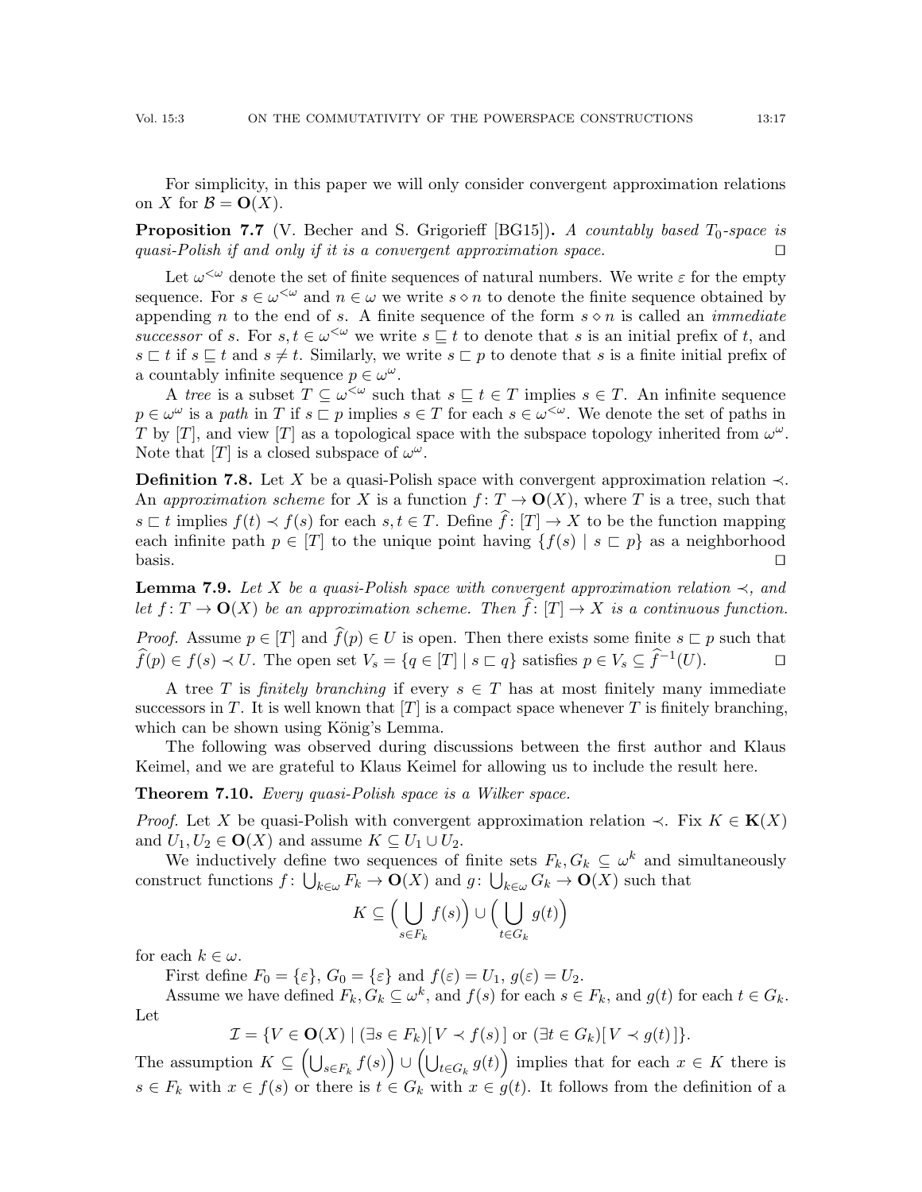For simplicity, in this paper we will only consider convergent approximation relations on $X$ for $\mathcal{B} = \mathbf{O}(X)$.

**Proposition 7.7** (V. Becher and S. Grigorieff [BG15])**.** *A countably based $T_0$-space is quasi-Polish if and only if it is a convergent approximation space.* □

Let $\omega^{<\omega}$ denote the set of finite sequences of natural numbers. We write $\varepsilon$ for the empty sequence. For $s \in \omega^{<\omega}$ and $n \in \omega$ we write $s \diamond n$ to denote the finite sequence obtained by appending $n$ to the end of $s$. A finite sequence of the form $s \diamond n$ is called an *immediate successor* of $s$. For $s, t \in \omega^{<\omega}$ we write $s \sqsubseteq t$ to denote that $s$ is an initial prefix of $t$, and $s \sqsubset t$ if $s \sqsubseteq t$ and $s \neq t$. Similarly, we write $s \sqsubset p$ to denote that $s$ is a finite initial prefix of a countably infinite sequence $p \in \omega^{\omega}$.

A *tree* is a subset $T \subseteq \omega^{<\omega}$ such that $s \sqsubseteq t \in T$ implies $s \in T$. An infinite sequence $p \in \omega^{\omega}$ is a *path* in $T$ if $s \sqsubset p$ implies $s \in T$ for each $s \in \omega^{<\omega}$. We denote the set of paths in $T$ by $[T]$, and view $[T]$ as a topological space with the subspace topology inherited from $\omega^{\omega}$. Note that $[T]$ is a closed subspace of $\omega^{\omega}$.

**Definition 7.8.** Let $X$ be a quasi-Polish space with convergent approximation relation $\prec$. An *approximation scheme* for $X$ is a function $f \colon T \to \mathbf{O}(X)$, where $T$ is a tree, such that $s \sqsubset t$ implies $f(t) \prec f(s)$ for each $s, t \in T$. Define $\widehat{f} \colon [T] \to X$ to be the function mapping each infinite path $p \in [T]$ to the unique point having $\{f(s) \mid s \sqsubset p\}$ as a neighborhood basis. □

**Lemma 7.9.** *Let $X$ be a quasi-Polish space with convergent approximation relation $\prec$, and let $f \colon T \to \mathbf{O}(X)$ be an approximation scheme. Then $\widehat{f} \colon [T] \to X$ is a continuous function.*

*Proof.* Assume $p \in [T]$ and $\widehat{f}(p) \in U$ is open. Then there exists some finite $s \sqsubset p$ such that $\widehat{f}(p) \in f(s) \prec U$. The open set $V_s = \{q \in [T] \mid s \sqsubset q\}$ satisfies $p \in V_s \subseteq \widehat{f}^{-1}(U)$. □

A tree $T$ is *finitely branching* if every $s \in T$ has at most finitely many immediate successors in $T$. It is well known that $[T]$ is a compact space whenever $T$ is finitely branching, which can be shown using König's Lemma.

The following was observed during discussions between the first author and Klaus Keimel, and we are grateful to Klaus Keimel for allowing us to include the result here.

**Theorem 7.10.** *Every quasi-Polish space is a Wilker space.*

*Proof.* Let $X$ be quasi-Polish with convergent approximation relation $\prec$. Fix $K \in \mathbf{K}(X)$ and $U_1, U_2 \in \mathbf{O}(X)$ and assume $K \subseteq U_1 \cup U_2$.

We inductively define two sequences of finite sets $F_k, G_k \subseteq \omega^k$ and simultaneously construct functions $f \colon \bigcup_{k\in\omega} F_k \to \mathbf{O}(X)$ and $g \colon \bigcup_{k\in\omega} G_k \to \mathbf{O}(X)$ such that

$$K \subseteq \Big(\bigcup_{s\in F_k} f(s)\Big) \cup \Big(\bigcup_{t\in G_k} g(t)\Big)$$

for each $k \in \omega$.

First define $F_0 = \{\varepsilon\}$, $G_0 = \{\varepsilon\}$ and $f(\varepsilon) = U_1$, $g(\varepsilon) = U_2$.

Assume we have defined $F_k, G_k \subseteq \omega^k$, and $f(s)$ for each $s \in F_k$, and $g(t)$ for each $t \in G_k$. Let

$$\mathcal{I} = \{V \in \mathbf{O}(X) \mid (\exists s \in F_k)[\, V \prec f(s)\,] \text{ or } (\exists t \in G_k)[\, V \prec g(t)\,]\}.$$

The assumption $K \subseteq \Big(\bigcup_{s\in F_k} f(s)\Big) \cup \Big(\bigcup_{t\in G_k} g(t)\Big)$ implies that for each $x \in K$ there is $s \in F_k$ with $x \in f(s)$ or there is $t \in G_k$ with $x \in g(t)$. It follows from the definition of a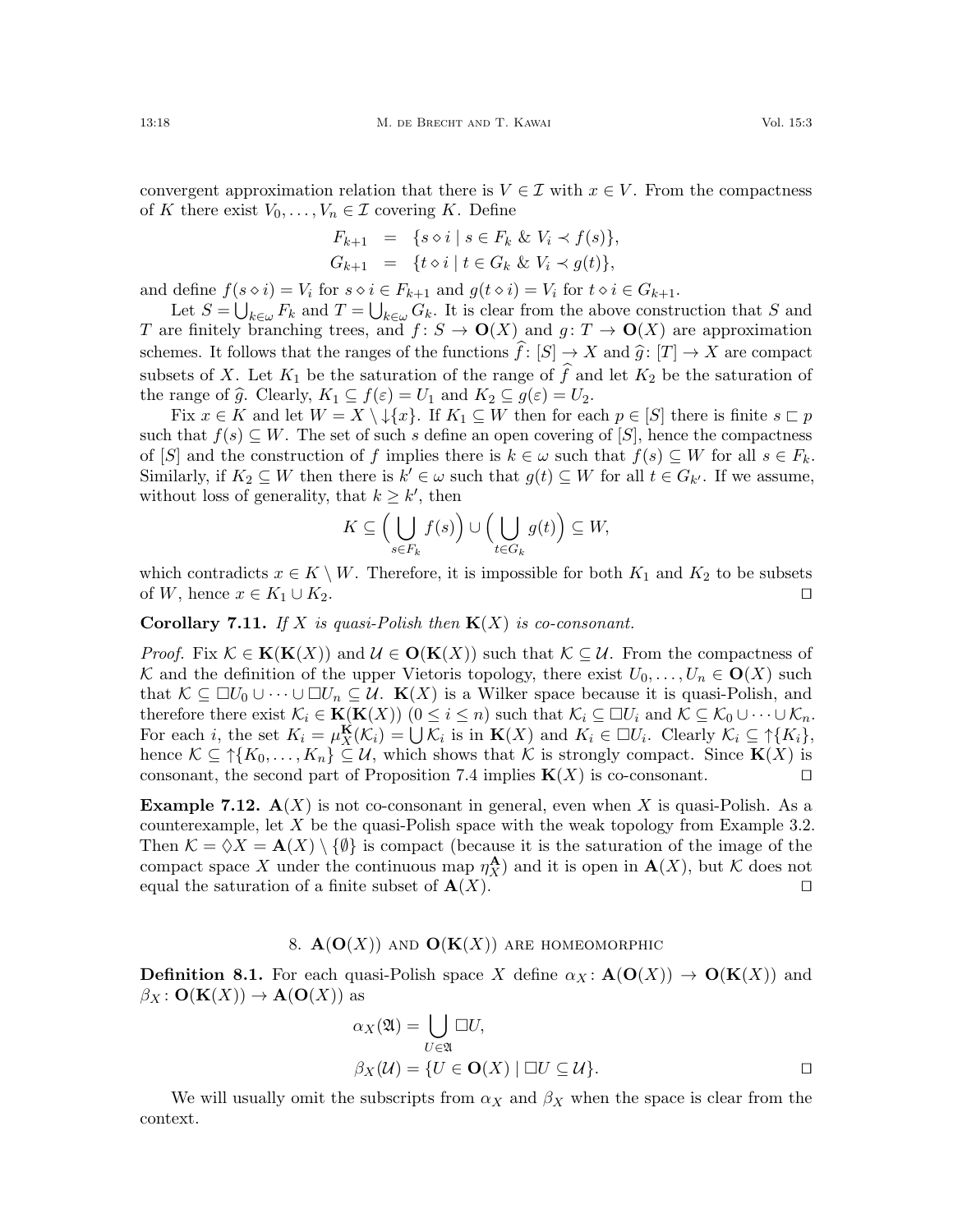convergent approximation relation that there is $V \in \mathcal{I}$ with $x \in V$. From the compactness of $K$ there exist $V_0, \dots, V_n \in \mathcal{I}$ covering $K$. Define

$$
\begin{aligned}
F_{k+1} &= \{s \diamond i \mid s \in F_k \ \&\ V_i \prec f(s)\},\\
G_{k+1} &= \{t \diamond i \mid t \in G_k \ \&\ V_i \prec g(t)\},
\end{aligned}
$$

and define $f(s \diamond i) = V_i$ for $s \diamond i \in F_{k+1}$ and $g(t \diamond i) = V_i$ for $t \diamond i \in G_{k+1}$.

Let $S = \bigcup_{k \in \omega} F_k$ and $T = \bigcup_{k \in \omega} G_k$. It is clear from the above construction that $S$ and $T$ are finitely branching trees, and $f\colon S \to \mathbf{O}(X)$ and $g\colon T \to \mathbf{O}(X)$ are approximation schemes. It follows that the ranges of the functions $\widehat{f}\colon [S] \to X$ and $\widehat{g}\colon [T] \to X$ are compact subsets of $X$. Let $K_1$ be the saturation of the range of $\widehat{f}$ and let $K_2$ be the saturation of the range of $\widehat{g}$. Clearly, $K_1 \subseteq f(\varepsilon) = U_1$ and $K_2 \subseteq g(\varepsilon) = U_2$.

Fix $x \in K$ and let $W = X \setminus {\downarrow}\{x\}$. If $K_1 \subseteq W$ then for each $p \in [S]$ there is finite $s \sqsubset p$ such that $f(s) \subseteq W$. The set of such $s$ define an open covering of $[S]$, hence the compactness of $[S]$ and the construction of $f$ implies there is $k \in \omega$ such that $f(s) \subseteq W$ for all $s \in F_k$. Similarly, if $K_2 \subseteq W$ then there is $k' \in \omega$ such that $g(t) \subseteq W$ for all $t \in G_{k'}$. If we assume, without loss of generality, that $k \geq k'$, then

$$
K \subseteq \Big( \bigcup_{s \in F_k} f(s) \Big) \cup \Big( \bigcup_{t \in G_k} g(t) \Big) \subseteq W,
$$

which contradicts $x \in K \setminus W$. Therefore, it is impossible for both $K_1$ and $K_2$ to be subsets of $W$, hence $x \in K_1 \cup K_2$. ◻

**Corollary 7.11.** *If $X$ is quasi-Polish then $\mathbf{K}(X)$ is co-consonant.*

*Proof.* Fix $\mathcal{K} \in \mathbf{K}(\mathbf{K}(X))$ and $\mathcal{U} \in \mathbf{O}(\mathbf{K}(X))$ such that $\mathcal{K} \subseteq \mathcal{U}$. From the compactness of $\mathcal{K}$ and the definition of the upper Vietoris topology, there exist $U_0, \dots, U_n \in \mathbf{O}(X)$ such that $\mathcal{K} \subseteq \Box U_0 \cup \dots \cup \Box U_n \subseteq \mathcal{U}$. $\mathbf{K}(X)$ is a Wilker space because it is quasi-Polish, and therefore there exist $\mathcal{K}_i \in \mathbf{K}(\mathbf{K}(X))$ $(0 \leq i \leq n)$ such that $\mathcal{K}_i \subseteq \Box U_i$ and $\mathcal{K} \subseteq \mathcal{K}_0 \cup \dots \cup \mathcal{K}_n$. For each $i$, the set $K_i = \mu^{\mathbf{K}}_X(\mathcal{K}_i) = \bigcup \mathcal{K}_i$ is in $\mathbf{K}(X)$ and $K_i \in \Box U_i$. Clearly $\mathcal{K}_i \subseteq {\uparrow}\{K_i\}$, hence $\mathcal{K} \subseteq {\uparrow}\{K_0, \dots, K_n\} \subseteq \mathcal{U}$, which shows that $\mathcal{K}$ is strongly compact. Since $\mathbf{K}(X)$ is consonant, the second part of Proposition 7.4 implies $\mathbf{K}(X)$ is co-consonant. ◻

**Example 7.12.** $\mathbf{A}(X)$ is not co-consonant in general, even when $X$ is quasi-Polish. As a counterexample, let $X$ be the quasi-Polish space with the weak topology from Example 3.2. Then $\mathcal{K} = \Diamond X = \mathbf{A}(X) \setminus \{\emptyset\}$ is compact (because it is the saturation of the image of the compact space $X$ under the continuous map $\eta^{\mathbf{A}}_X$) and it is open in $\mathbf{A}(X)$, but $\mathcal{K}$ does not equal the saturation of a finite subset of $\mathbf{A}(X)$. ◻

## 8. $\mathbf{A}(\mathbf{O}(X))$ and $\mathbf{O}(\mathbf{K}(X))$ are homeomorphic

**Definition 8.1.** For each quasi-Polish space $X$ define $\alpha_X\colon \mathbf{A}(\mathbf{O}(X)) \to \mathbf{O}(\mathbf{K}(X))$ and $\beta_X\colon \mathbf{O}(\mathbf{K}(X)) \to \mathbf{A}(\mathbf{O}(X))$ as

$$
\begin{aligned}
\alpha_X(\mathfrak{A}) &= \bigcup_{U \in \mathfrak{A}} \Box U,\\
\beta_X(\mathcal{U}) &= \{U \in \mathbf{O}(X) \mid \Box U \subseteq \mathcal{U}\}.
\end{aligned}
$$

◻

We will usually omit the subscripts from $\alpha_X$ and $\beta_X$ when the space is clear from the context.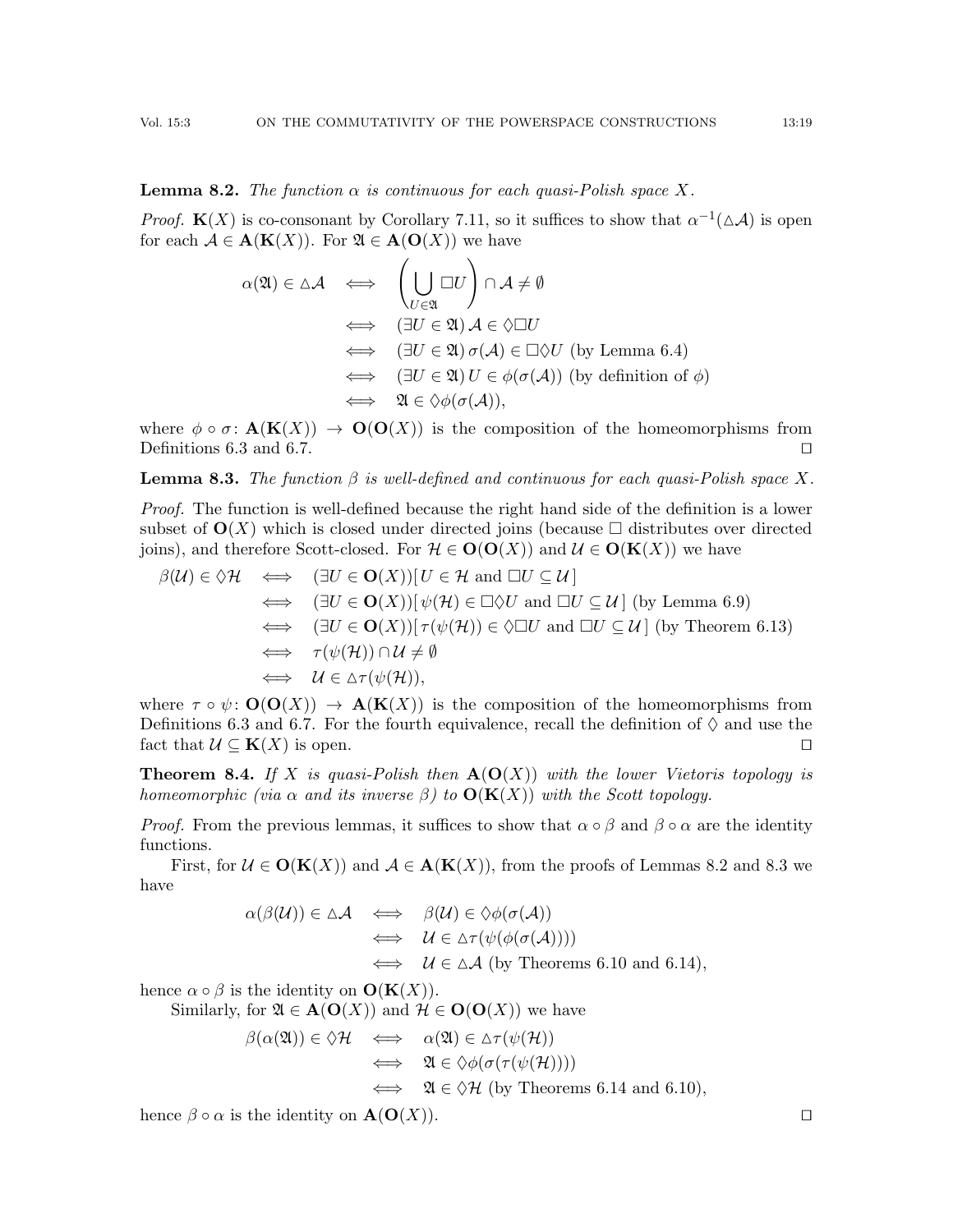**Lemma 8.2.** *The function $\alpha$ is continuous for each quasi-Polish space $X$.*

*Proof.* $\mathbf{K}(X)$ is co-consonant by Corollary 7.11, so it suffices to show that $\alpha^{-1}(\triangle\mathcal{A})$ is open for each $\mathcal{A} \in \mathbf{A}(\mathbf{K}(X))$. For $\mathfrak{A} \in \mathbf{A}(\mathbf{O}(X))$ we have

$$
\begin{aligned}
\alpha(\mathfrak{A}) \in \triangle\mathcal{A} \quad &\iff \quad \left(\bigcup_{U \in \mathfrak{A}} \Box U\right) \cap \mathcal{A} \neq \emptyset \\
&\iff \quad (\exists U \in \mathfrak{A})\, \mathcal{A} \in \Diamond\Box U \\
&\iff \quad (\exists U \in \mathfrak{A})\, \sigma(\mathcal{A}) \in \Box\Diamond U \text{ (by Lemma 6.4)} \\
&\iff \quad (\exists U \in \mathfrak{A})\, U \in \phi(\sigma(\mathcal{A})) \text{ (by definition of } \phi) \\
&\iff \quad \mathfrak{A} \in \Diamond\phi(\sigma(\mathcal{A})),
\end{aligned}
$$

where $\phi \circ \sigma \colon \mathbf{A}(\mathbf{K}(X)) \to \mathbf{O}(\mathbf{O}(X))$ is the composition of the homeomorphisms from Definitions 6.3 and 6.7. ◻

**Lemma 8.3.** *The function $\beta$ is well-defined and continuous for each quasi-Polish space $X$.*

*Proof.* The function is well-defined because the right hand side of the definition is a lower subset of $\mathbf{O}(X)$ which is closed under directed joins (because $\Box$ distributes over directed joins), and therefore Scott-closed. For $\mathcal{H} \in \mathbf{O}(\mathbf{O}(X))$ and $\mathcal{U} \in \mathbf{O}(\mathbf{K}(X))$ we have

$$
\begin{aligned}
\beta(\mathcal{U}) \in \Diamond\mathcal{H} \quad &\iff \quad (\exists U \in \mathbf{O}(X))[\, U \in \mathcal{H} \text{ and } \Box U \subseteq \mathcal{U}\,] \\
&\iff \quad (\exists U \in \mathbf{O}(X))[\, \psi(\mathcal{H}) \in \Box\Diamond U \text{ and } \Box U \subseteq \mathcal{U}\,] \text{ (by Lemma 6.9)} \\
&\iff \quad (\exists U \in \mathbf{O}(X))[\, \tau(\psi(\mathcal{H})) \in \Diamond\Box U \text{ and } \Box U \subseteq \mathcal{U}\,] \text{ (by Theorem 6.13)} \\
&\iff \quad \tau(\psi(\mathcal{H})) \cap \mathcal{U} \neq \emptyset \\
&\iff \quad \mathcal{U} \in \triangle\tau(\psi(\mathcal{H})),
\end{aligned}
$$

where $\tau \circ \psi \colon \mathbf{O}(\mathbf{O}(X)) \to \mathbf{A}(\mathbf{K}(X))$ is the composition of the homeomorphisms from Definitions 6.3 and 6.7. For the fourth equivalence, recall the definition of $\Diamond$ and use the fact that $\mathcal{U} \subseteq \mathbf{K}(X)$ is open. ◻

**Theorem 8.4.** *If $X$ is quasi-Polish then $\mathbf{A}(\mathbf{O}(X))$ with the lower Vietoris topology is homeomorphic (via $\alpha$ and its inverse $\beta$) to $\mathbf{O}(\mathbf{K}(X))$ with the Scott topology.*

*Proof.* From the previous lemmas, it suffices to show that $\alpha \circ \beta$ and $\beta \circ \alpha$ are the identity functions.

First, for $\mathcal{U} \in \mathbf{O}(\mathbf{K}(X))$ and $\mathcal{A} \in \mathbf{A}(\mathbf{K}(X))$, from the proofs of Lemmas 8.2 and 8.3 we have

$$
\begin{aligned}
\alpha(\beta(\mathcal{U})) \in \triangle\mathcal{A} \quad &\iff \quad \beta(\mathcal{U}) \in \Diamond\phi(\sigma(\mathcal{A})) \\
&\iff \quad \mathcal{U} \in \triangle\tau(\psi(\phi(\sigma(\mathcal{A})))) \\
&\iff \quad \mathcal{U} \in \triangle\mathcal{A} \text{ (by Theorems 6.10 and 6.14)},
\end{aligned}
$$

hence $\alpha \circ \beta$ is the identity on $\mathbf{O}(\mathbf{K}(X))$.

Similarly, for $\mathfrak{A} \in \mathbf{A}(\mathbf{O}(X))$ and $\mathcal{H} \in \mathbf{O}(\mathbf{O}(X))$ we have

$$
\begin{aligned}
\beta(\alpha(\mathfrak{A})) \in \Diamond\mathcal{H} \quad &\iff \quad \alpha(\mathfrak{A}) \in \triangle\tau(\psi(\mathcal{H})) \\
&\iff \quad \mathfrak{A} \in \Diamond\phi(\sigma(\tau(\psi(\mathcal{H})))) \\
&\iff \quad \mathfrak{A} \in \Diamond\mathcal{H} \text{ (by Theorems 6.14 and 6.10)},
\end{aligned}
$$

hence $\beta \circ \alpha$ is the identity on $\mathbf{A}(\mathbf{O}(X))$. ◻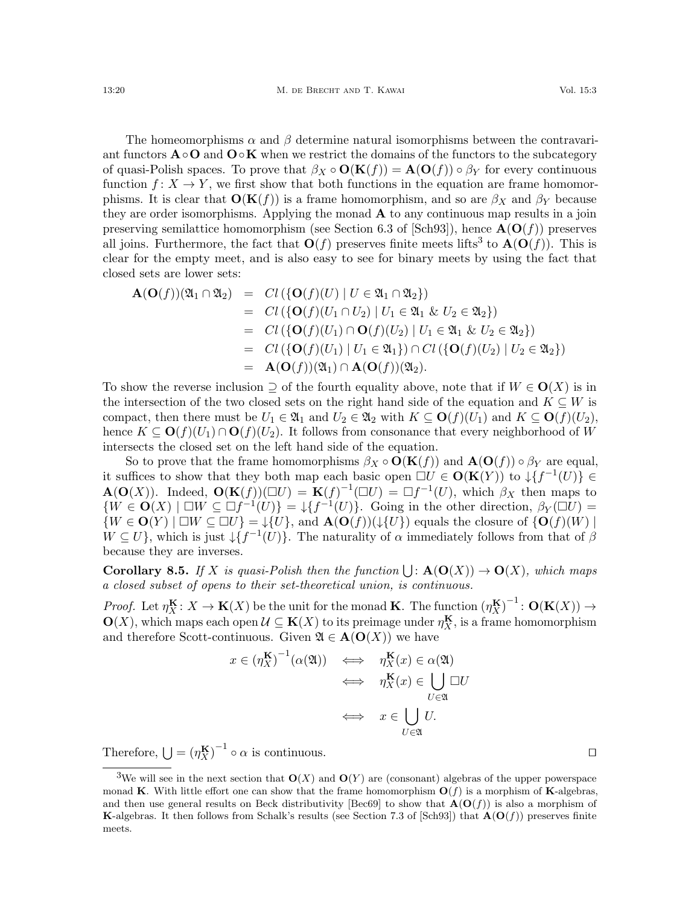The homeomorphisms $\alpha$ and $\beta$ determine natural isomorphisms between the contravariant functors $\mathbf{A} \circ \mathbf{O}$ and $\mathbf{O} \circ \mathbf{K}$ when we restrict the domains of the functors to the subcategory of quasi-Polish spaces. To prove that $\beta_X \circ \mathbf{O}(\mathbf{K}(f)) = \mathbf{A}(\mathbf{O}(f)) \circ \beta_Y$ for every continuous function $f : X \to Y$, we first show that both functions in the equation are frame homomorphisms. It is clear that $\mathbf{O}(\mathbf{K}(f))$ is a frame homomorphism, and so are $\beta_X$ and $\beta_Y$ because they are order isomorphisms. Applying the monad $\mathbf{A}$ to any continuous map results in a join preserving semilattice homomorphism (see Section 6.3 of [Sch93]), hence $\mathbf{A}(\mathbf{O}(f))$ preserves all joins. Furthermore, the fact that $\mathbf{O}(f)$ preserves finite meets lifts[3] to $\mathbf{A}(\mathbf{O}(f))$. This is clear for the empty meet, and is also easy to see for binary meets by using the fact that closed sets are lower sets:

$$
\begin{aligned}
\mathbf{A}(\mathbf{O}(f))(\mathfrak{A}_1 \cap \mathfrak{A}_2) &= Cl\left(\{\mathbf{O}(f)(U) \mid U \in \mathfrak{A}_1 \cap \mathfrak{A}_2\}\right) \\
&= Cl\left(\{\mathbf{O}(f)(U_1 \cap U_2) \mid U_1 \in \mathfrak{A}_1 \ \&\ U_2 \in \mathfrak{A}_2\}\right) \\
&= Cl\left(\{\mathbf{O}(f)(U_1) \cap \mathbf{O}(f)(U_2) \mid U_1 \in \mathfrak{A}_1 \ \&\ U_2 \in \mathfrak{A}_2\}\right) \\
&= Cl\left(\{\mathbf{O}(f)(U_1) \mid U_1 \in \mathfrak{A}_1\}\right) \cap Cl\left(\{\mathbf{O}(f)(U_2) \mid U_2 \in \mathfrak{A}_2\}\right) \\
&= \mathbf{A}(\mathbf{O}(f))(\mathfrak{A}_1) \cap \mathbf{A}(\mathbf{O}(f))(\mathfrak{A}_2).
\end{aligned}
$$

To show the reverse inclusion $\supseteq$ of the fourth equality above, note that if $W \in \mathbf{O}(X)$ is in the intersection of the two closed sets on the right hand side of the equation and $K \subseteq W$ is compact, then there must be $U_1 \in \mathfrak{A}_1$ and $U_2 \in \mathfrak{A}_2$ with $K \subseteq \mathbf{O}(f)(U_1)$ and $K \subseteq \mathbf{O}(f)(U_2)$, hence $K \subseteq \mathbf{O}(f)(U_1) \cap \mathbf{O}(f)(U_2)$. It follows from consonance that every neighborhood of $W$ intersects the closed set on the left hand side of the equation.

So to prove that the frame homomorphisms $\beta_X \circ \mathbf{O}(\mathbf{K}(f))$ and $\mathbf{A}(\mathbf{O}(f)) \circ \beta_Y$ are equal, it suffices to show that they both map each basic open $\Box U \in \mathbf{O}(\mathbf{K}(Y))$ to $\downarrow\{f^{-1}(U)\} \in \mathbf{A}(\mathbf{O}(X))$. Indeed, $\mathbf{O}(\mathbf{K}(f))(\Box U) = \mathbf{K}(f)^{-1}(\Box U) = \Box f^{-1}(U)$, which $\beta_X$ then maps to $\{W \in \mathbf{O}(X) \mid \Box W \subseteq \Box f^{-1}(U)\} = \downarrow\{f^{-1}(U)\}$. Going in the other direction, $\beta_Y(\Box U) = \{W \in \mathbf{O}(Y) \mid \Box W \subseteq \Box U\} = \downarrow\{U\}$, and $\mathbf{A}(\mathbf{O}(f))(\downarrow\{U\})$ equals the closure of $\{\mathbf{O}(f)(W) \mid W \subseteq U\}$, which is just $\downarrow\{f^{-1}(U)\}$. The naturality of $\alpha$ immediately follows from that of $\beta$ because they are inverses.

**Corollary 8.5.** *If $X$ is quasi-Polish then the function $\bigcup : \mathbf{A}(\mathbf{O}(X)) \to \mathbf{O}(X)$, which maps a closed subset of opens to their set-theoretical union, is continuous.*

*Proof.* Let $\eta^{\mathbf{K}}_X : X \to \mathbf{K}(X)$ be the unit for the monad $\mathbf{K}$. The function $(\eta^{\mathbf{K}}_X)^{-1} : \mathbf{O}(\mathbf{K}(X)) \to \mathbf{O}(X)$, which maps each open $\mathcal{U} \subseteq \mathbf{K}(X)$ to its preimage under $\eta^{\mathbf{K}}_X$, is a frame homomorphism and therefore Scott-continuous. Given $\mathfrak{A} \in \mathbf{A}(\mathbf{O}(X))$ we have

$$
\begin{aligned}
x \in (\eta^{\mathbf{K}}_X)^{-1}(\alpha(\mathfrak{A})) &\iff \eta^{\mathbf{K}}_X(x) \in \alpha(\mathfrak{A}) \\
&\iff \eta^{\mathbf{K}}_X(x) \in \bigcup_{U \in \mathfrak{A}} \Box U \\
&\iff x \in \bigcup_{U \in \mathfrak{A}} U.
\end{aligned}
$$

Therefore, $\bigcup = (\eta^{\mathbf{K}}_X)^{-1} \circ \alpha$ is continuous. $\square$

---

[3] We will see in the next section that $\mathbf{O}(X)$ and $\mathbf{O}(Y)$ are (consonant) algebras of the upper powerspace monad $\mathbf{K}$. With little effort one can show that the frame homomorphism $\mathbf{O}(f)$ is a morphism of $\mathbf{K}$-algebras, and then use general results on Beck distributivity [Bec69] to show that $\mathbf{A}(\mathbf{O}(f))$ is also a morphism of $\mathbf{K}$-algebras. It then follows from Schalk's results (see Section 7.3 of [Sch93]) that $\mathbf{A}(\mathbf{O}(f))$ preserves finite meets.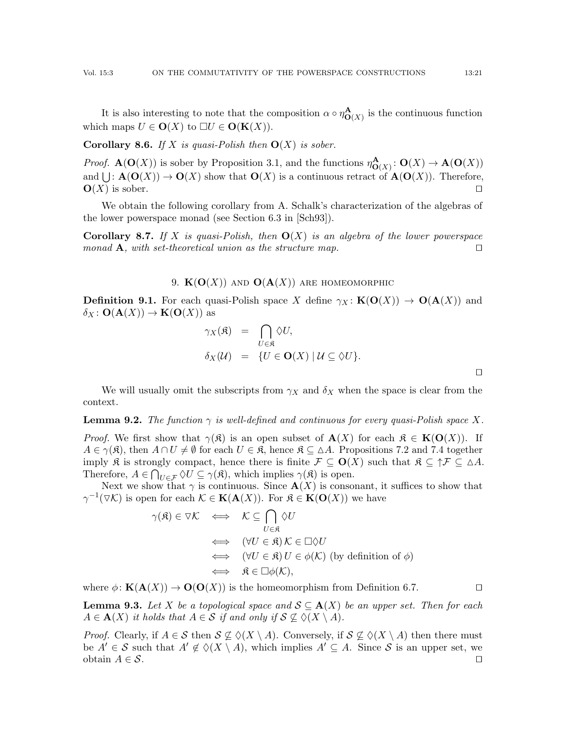It is also interesting to note that the composition $\alpha \circ \eta^{\mathbf{A}}_{\mathbf{O}(X)}$ is the continuous function which maps $U \in \mathbf{O}(X)$ to $\Box U \in \mathbf{O}(\mathbf{K}(X))$.

**Corollary 8.6.** *If $X$ is quasi-Polish then $\mathbf{O}(X)$ is sober.*

*Proof.* $\mathbf{A}(\mathbf{O}(X))$ is sober by Proposition 3.1, and the functions $\eta^{\mathbf{A}}_{\mathbf{O}(X)} : \mathbf{O}(X) \to \mathbf{A}(\mathbf{O}(X))$ and $\bigcup : \mathbf{A}(\mathbf{O}(X)) \to \mathbf{O}(X)$ show that $\mathbf{O}(X)$ is a continuous retract of $\mathbf{A}(\mathbf{O}(X))$. Therefore, $\mathbf{O}(X)$ is sober. □

We obtain the following corollary from A. Schalk's characterization of the algebras of the lower powerspace monad (see Section 6.3 in [Sch93]).

**Corollary 8.7.** *If $X$ is quasi-Polish, then $\mathbf{O}(X)$ is an algebra of the lower powerspace monad $\mathbf{A}$, with set-theoretical union as the structure map.* □

## 9. $\mathbf{K}(\mathbf{O}(X))$ and $\mathbf{O}(\mathbf{A}(X))$ are homeomorphic

**Definition 9.1.** For each quasi-Polish space $X$ define $\gamma_X : \mathbf{K}(\mathbf{O}(X)) \to \mathbf{O}(\mathbf{A}(X))$ and $\delta_X : \mathbf{O}(\mathbf{A}(X)) \to \mathbf{K}(\mathbf{O}(X))$ as

$$
\begin{aligned}
\gamma_X(\mathfrak{K}) &= \bigcap_{U \in \mathfrak{K}} \Diamond U, \\
\delta_X(\mathcal{U}) &= \{U \in \mathbf{O}(X) \mid \mathcal{U} \subseteq \Diamond U\}.
\end{aligned}
$$

□

We will usually omit the subscripts from $\gamma_X$ and $\delta_X$ when the space is clear from the context.

**Lemma 9.2.** *The function $\gamma$ is well-defined and continuous for every quasi-Polish space $X$.*

*Proof.* We first show that $\gamma(\mathfrak{K})$ is an open subset of $\mathbf{A}(X)$ for each $\mathfrak{K} \in \mathbf{K}(\mathbf{O}(X))$. If $A \in \gamma(\mathfrak{K})$, then $A \cap U \neq \emptyset$ for each $U \in \mathfrak{K}$, hence $\mathfrak{K} \subseteq \triangle A$. Propositions 7.2 and 7.4 together imply $\mathfrak{K}$ is strongly compact, hence there is finite $\mathcal{F} \subseteq \mathbf{O}(X)$ such that $\mathfrak{K} \subseteq \uparrow\mathcal{F} \subseteq \triangle A$. Therefore, $A \in \bigcap_{U \in \mathcal{F}} \Diamond U \subseteq \gamma(\mathfrak{K})$, which implies $\gamma(\mathfrak{K})$ is open.

Next we show that $\gamma$ is continuous. Since $\mathbf{A}(X)$ is consonant, it suffices to show that $\gamma^{-1}(\nabla\mathcal{K})$ is open for each $\mathcal{K} \in \mathbf{K}(\mathbf{A}(X))$. For $\mathfrak{K} \in \mathbf{K}(\mathbf{O}(X))$ we have

$$
\begin{aligned}
\gamma(\mathfrak{K}) \in \nabla\mathcal{K} &\iff \mathcal{K} \subseteq \bigcap_{U \in \mathfrak{K}} \Diamond U \\
&\iff (\forall U \in \mathfrak{K})\, \mathcal{K} \in \Box\Diamond U \\
&\iff (\forall U \in \mathfrak{K})\, U \in \phi(\mathcal{K}) \text{ (by definition of } \phi) \\
&\iff \mathfrak{K} \in \Box\phi(\mathcal{K}),
\end{aligned}
$$

where $\phi : \mathbf{K}(\mathbf{A}(X)) \to \mathbf{O}(\mathbf{O}(X))$ is the homeomorphism from Definition 6.7. □

**Lemma 9.3.** *Let $X$ be a topological space and $\mathcal{S} \subseteq \mathbf{A}(X)$ be an upper set. Then for each $A \in \mathbf{A}(X)$ it holds that $A \in \mathcal{S}$ if and only if $\mathcal{S} \not\subseteq \Diamond(X \setminus A)$.*

*Proof.* Clearly, if $A \in \mathcal{S}$ then $\mathcal{S} \not\subseteq \Diamond(X \setminus A)$. Conversely, if $\mathcal{S} \not\subseteq \Diamond(X \setminus A)$ then there must be $A' \in \mathcal{S}$ such that $A' \notin \Diamond(X \setminus A)$, which implies $A' \subseteq A$. Since $\mathcal{S}$ is an upper set, we obtain $A \in \mathcal{S}$. □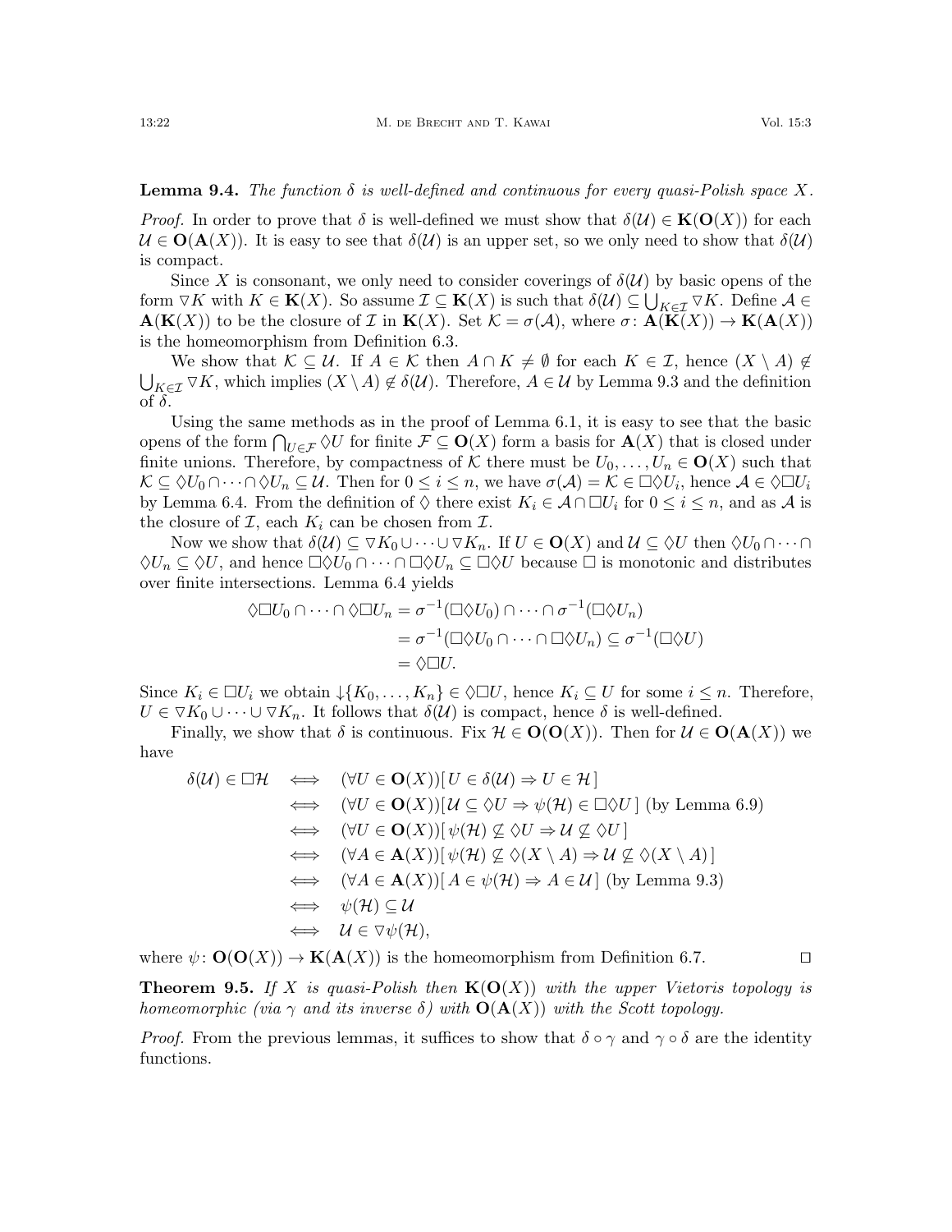**Lemma 9.4.** *The function $\delta$ is well-defined and continuous for every quasi-Polish space $X$.*

*Proof.* In order to prove that $\delta$ is well-defined we must show that $\delta(\mathcal{U}) \in \mathbf{K}(\mathbf{O}(X))$ for each $\mathcal{U} \in \mathbf{O}(\mathbf{A}(X))$. It is easy to see that $\delta(\mathcal{U})$ is an upper set, so we only need to show that $\delta(\mathcal{U})$ is compact.

Since $X$ is consonant, we only need to consider coverings of $\delta(\mathcal{U})$ by basic opens of the form $\nabla K$ with $K \in \mathbf{K}(X)$. So assume $\mathcal{I} \subseteq \mathbf{K}(X)$ is such that $\delta(\mathcal{U}) \subseteq \bigcup_{K \in \mathcal{I}} \nabla K$. Define $\mathcal{A} \in \mathbf{A}(\mathbf{K}(X))$ to be the closure of $\mathcal{I}$ in $\mathbf{K}(X)$. Set $\mathcal{K} = \sigma(\mathcal{A})$, where $\sigma\colon \mathbf{A}(\mathbf{K}(X)) \to \mathbf{K}(\mathbf{A}(X))$ is the homeomorphism from Definition 6.3.

We show that $\mathcal{K} \subseteq \mathcal{U}$. If $A \in \mathcal{K}$ then $A \cap K \neq \emptyset$ for each $K \in \mathcal{I}$, hence $(X \setminus A) \notin \bigcup_{K \in \mathcal{I}} \nabla K$, which implies $(X \setminus A) \notin \delta(\mathcal{U})$. Therefore, $A \in \mathcal{U}$ by Lemma 9.3 and the definition of $\delta$.

Using the same methods as in the proof of Lemma 6.1, it is easy to see that the basic opens of the form $\bigcap_{U \in \mathcal{F}} \lozenge U$ for finite $\mathcal{F} \subseteq \mathbf{O}(X)$ form a basis for $\mathbf{A}(X)$ that is closed under finite unions. Therefore, by compactness of $\mathcal{K}$ there must be $U_0, \ldots, U_n \in \mathbf{O}(X)$ such that $\mathcal{K} \subseteq \lozenge U_0 \cap \cdots \cap \lozenge U_n \subseteq \mathcal{U}$. Then for $0 \leq i \leq n$, we have $\sigma(\mathcal{A}) = \mathcal{K} \in \Box \lozenge U_i$, hence $\mathcal{A} \in \lozenge \Box U_i$ by Lemma 6.4. From the definition of $\lozenge$ there exist $K_i \in \mathcal{A} \cap \Box U_i$ for $0 \leq i \leq n$, and as $\mathcal{A}$ is the closure of $\mathcal{I}$, each $K_i$ can be chosen from $\mathcal{I}$.

Now we show that $\delta(\mathcal{U}) \subseteq \nabla K_0 \cup \cdots \cup \nabla K_n$. If $U \in \mathbf{O}(X)$ and $\mathcal{U} \subseteq \lozenge U$ then $\lozenge U_0 \cap \cdots \cap \lozenge U_n \subseteq \lozenge U$, and hence $\Box \lozenge U_0 \cap \cdots \cap \Box \lozenge U_n \subseteq \Box \lozenge U$ because $\Box$ is monotonic and distributes over finite intersections. Lemma 6.4 yields

$$
\begin{aligned}
\lozenge \Box U_0 \cap \cdots \cap \lozenge \Box U_n &= \sigma^{-1}(\Box \lozenge U_0) \cap \cdots \cap \sigma^{-1}(\Box \lozenge U_n) \\
&= \sigma^{-1}(\Box \lozenge U_0 \cap \cdots \cap \Box \lozenge U_n) \subseteq \sigma^{-1}(\Box \lozenge U) \\
&= \lozenge \Box U.
\end{aligned}
$$

Since $K_i \in \Box U_i$ we obtain $\downarrow\{K_0, \ldots, K_n\} \in \lozenge \Box U$, hence $K_i \subseteq U$ for some $i \leq n$. Therefore, $U \in \nabla K_0 \cup \cdots \cup \nabla K_n$. It follows that $\delta(\mathcal{U})$ is compact, hence $\delta$ is well-defined.

Finally, we show that $\delta$ is continuous. Fix $\mathcal{H} \in \mathbf{O}(\mathbf{O}(X))$. Then for $\mathcal{U} \in \mathbf{O}(\mathbf{A}(X))$ we have

$$
\begin{aligned}
\delta(\mathcal{U}) \in \Box \mathcal{H} \quad &\iff \quad (\forall U \in \mathbf{O}(X))[\, U \in \delta(\mathcal{U}) \Rightarrow U \in \mathcal{H} \,] \\
&\iff \quad (\forall U \in \mathbf{O}(X))[\, \mathcal{U} \subseteq \lozenge U \Rightarrow \psi(\mathcal{H}) \in \Box \lozenge U \,] \text{ (by Lemma 6.9)} \\
&\iff \quad (\forall U \in \mathbf{O}(X))[\, \psi(\mathcal{H}) \not\subseteq \lozenge U \Rightarrow \mathcal{U} \not\subseteq \lozenge U \,] \\
&\iff \quad (\forall A \in \mathbf{A}(X))[\, \psi(\mathcal{H}) \not\subseteq \lozenge(X \setminus A) \Rightarrow \mathcal{U} \not\subseteq \lozenge(X \setminus A) \,] \\
&\iff \quad (\forall A \in \mathbf{A}(X))[\, A \in \psi(\mathcal{H}) \Rightarrow A \in \mathcal{U} \,] \text{ (by Lemma 9.3)} \\
&\iff \quad \psi(\mathcal{H}) \subseteq \mathcal{U} \\
&\iff \quad \mathcal{U} \in \nabla \psi(\mathcal{H}),
\end{aligned}
$$

where $\psi\colon \mathbf{O}(\mathbf{O}(X)) \to \mathbf{K}(\mathbf{A}(X))$ is the homeomorphism from Definition 6.7. ◻

**Theorem 9.5.** *If $X$ is quasi-Polish then $\mathbf{K}(\mathbf{O}(X))$ with the upper Vietoris topology is homeomorphic (via $\gamma$ and its inverse $\delta$) with $\mathbf{O}(\mathbf{A}(X))$ with the Scott topology.*

*Proof.* From the previous lemmas, it suffices to show that $\delta \circ \gamma$ and $\gamma \circ \delta$ are the identity functions.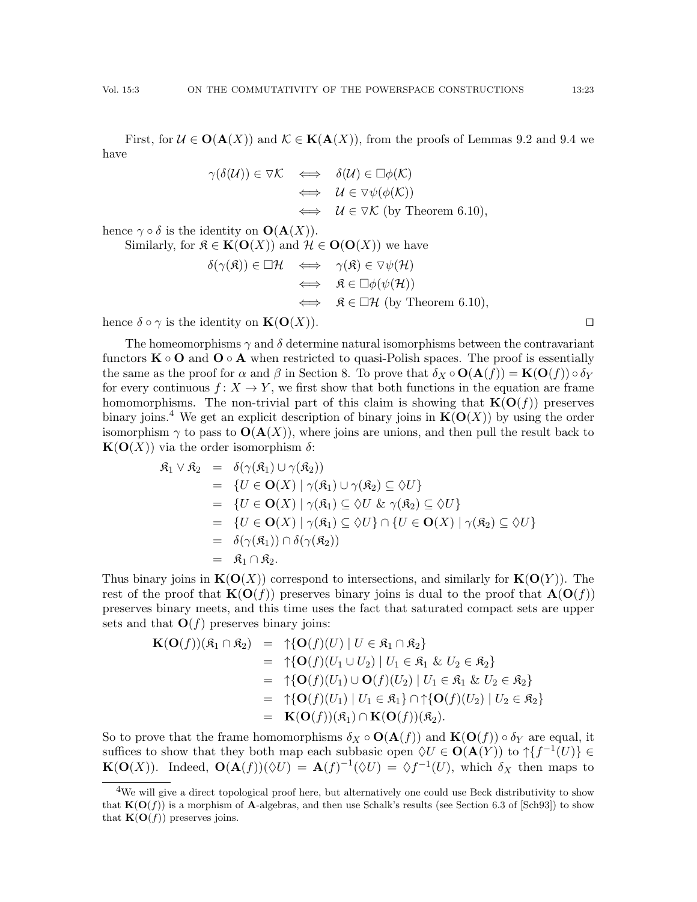First, for $\mathcal{U} \in \mathbf{O}(\mathbf{A}(X))$ and $\mathcal{K} \in \mathbf{K}(\mathbf{A}(X))$, from the proofs of Lemmas 9.2 and 9.4 we have

$$
\begin{aligned}
\gamma(\delta(\mathcal{U})) \in \nabla\mathcal{K} &\iff \delta(\mathcal{U}) \in \Box\phi(\mathcal{K}) \\
&\iff \mathcal{U} \in \nabla\psi(\phi(\mathcal{K})) \\
&\iff \mathcal{U} \in \nabla\mathcal{K} \text{ (by Theorem 6.10)},
\end{aligned}
$$

hence $\gamma \circ \delta$ is the identity on $\mathbf{O}(\mathbf{A}(X))$.

Similarly, for $\mathfrak{K} \in \mathbf{K}(\mathbf{O}(X))$ and $\mathcal{H} \in \mathbf{O}(\mathbf{O}(X))$ we have

$$
\begin{aligned}
\delta(\gamma(\mathfrak{K})) \in \Box\mathcal{H} &\iff \gamma(\mathfrak{K}) \in \nabla\psi(\mathcal{H}) \\
&\iff \mathfrak{K} \in \Box\phi(\psi(\mathcal{H})) \\
&\iff \mathfrak{K} \in \Box\mathcal{H} \text{ (by Theorem 6.10)},
\end{aligned}
$$

hence $\delta \circ \gamma$ is the identity on $\mathbf{K}(\mathbf{O}(X))$. ◻

The homeomorphisms $\gamma$ and $\delta$ determine natural isomorphisms between the contravariant functors $\mathbf{K} \circ \mathbf{O}$ and $\mathbf{O} \circ \mathbf{A}$ when restricted to quasi-Polish spaces. The proof is essentially the same as the proof for $\alpha$ and $\beta$ in Section 8. To prove that $\delta_X \circ \mathbf{O}(\mathbf{A}(f)) = \mathbf{K}(\mathbf{O}(f)) \circ \delta_Y$ for every continuous $f\colon X \to Y$, we first show that both functions in the equation are frame homomorphisms. The non-trivial part of this claim is showing that $\mathbf{K}(\mathbf{O}(f))$ preserves binary joins.[4] We get an explicit description of binary joins in $\mathbf{K}(\mathbf{O}(X))$ by using the order isomorphism $\gamma$ to pass to $\mathbf{O}(\mathbf{A}(X))$, where joins are unions, and then pull the result back to $\mathbf{K}(\mathbf{O}(X))$ via the order isomorphism $\delta$:

$$
\begin{aligned}
\mathfrak{K}_1 \vee \mathfrak{K}_2 &= \delta(\gamma(\mathfrak{K}_1) \cup \gamma(\mathfrak{K}_2)) \\
&= \{U \in \mathbf{O}(X) \mid \gamma(\mathfrak{K}_1) \cup \gamma(\mathfrak{K}_2) \subseteq \Diamond U\} \\
&= \{U \in \mathbf{O}(X) \mid \gamma(\mathfrak{K}_1) \subseteq \Diamond U \;\&\; \gamma(\mathfrak{K}_2) \subseteq \Diamond U\} \\
&= \{U \in \mathbf{O}(X) \mid \gamma(\mathfrak{K}_1) \subseteq \Diamond U\} \cap \{U \in \mathbf{O}(X) \mid \gamma(\mathfrak{K}_2) \subseteq \Diamond U\} \\
&= \delta(\gamma(\mathfrak{K}_1)) \cap \delta(\gamma(\mathfrak{K}_2)) \\
&= \mathfrak{K}_1 \cap \mathfrak{K}_2.
\end{aligned}
$$

Thus binary joins in $\mathbf{K}(\mathbf{O}(X))$ correspond to intersections, and similarly for $\mathbf{K}(\mathbf{O}(Y))$. The rest of the proof that $\mathbf{K}(\mathbf{O}(f))$ preserves binary joins is dual to the proof that $\mathbf{A}(\mathbf{O}(f))$ preserves binary meets, and this time uses the fact that saturated compact sets are upper sets and that $\mathbf{O}(f)$ preserves binary joins:

$$
\begin{aligned}
\mathbf{K}(\mathbf{O}(f))(\mathfrak{K}_1 \cap \mathfrak{K}_2) &= \uparrow\{\mathbf{O}(f)(U) \mid U \in \mathfrak{K}_1 \cap \mathfrak{K}_2\} \\
&= \uparrow\{\mathbf{O}(f)(U_1 \cup U_2) \mid U_1 \in \mathfrak{K}_1 \;\&\; U_2 \in \mathfrak{K}_2\} \\
&= \uparrow\{\mathbf{O}(f)(U_1) \cup \mathbf{O}(f)(U_2) \mid U_1 \in \mathfrak{K}_1 \;\&\; U_2 \in \mathfrak{K}_2\} \\
&= \uparrow\{\mathbf{O}(f)(U_1) \mid U_1 \in \mathfrak{K}_1\} \cap \uparrow\{\mathbf{O}(f)(U_2) \mid U_2 \in \mathfrak{K}_2\} \\
&= \mathbf{K}(\mathbf{O}(f))(\mathfrak{K}_1) \cap \mathbf{K}(\mathbf{O}(f))(\mathfrak{K}_2).
\end{aligned}
$$

So to prove that the frame homomorphisms $\delta_X \circ \mathbf{O}(\mathbf{A}(f))$ and $\mathbf{K}(\mathbf{O}(f)) \circ \delta_Y$ are equal, it suffices to show that they both map each subbasic open $\Diamond U \in \mathbf{O}(\mathbf{A}(Y))$ to $\uparrow\{f^{-1}(U)\} \in \mathbf{K}(\mathbf{O}(X))$. Indeed, $\mathbf{O}(\mathbf{A}(f))(\Diamond U) = \mathbf{A}(f)^{-1}(\Diamond U) = \Diamond f^{-1}(U)$, which $\delta_X$ then maps to

[4] We will give a direct topological proof here, but alternatively one could use Beck distributivity to show that $\mathbf{K}(\mathbf{O}(f))$ is a morphism of $\mathbf{A}$-algebras, and then use Schalk's results (see Section 6.3 of [Sch93]) to show that $\mathbf{K}(\mathbf{O}(f))$ preserves joins.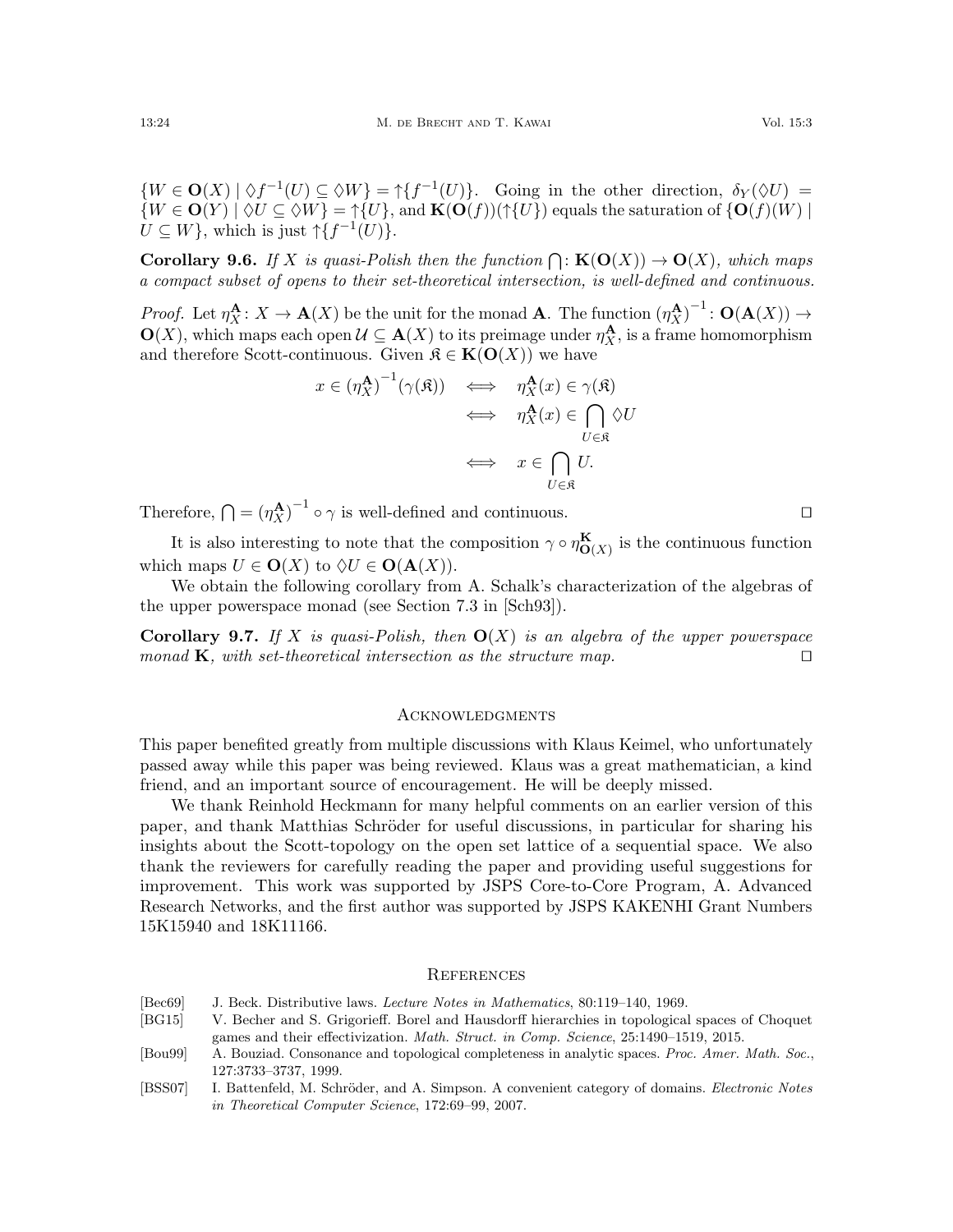$\{W \in \mathbf{O}(X) \mid \Diamond f^{-1}(U) \subseteq \Diamond W\} = \uparrow\{f^{-1}(U)\}$. Going in the other direction, $\delta_Y(\Diamond U) = \{W \in \mathbf{O}(Y) \mid \Diamond U \subseteq \Diamond W\} = \uparrow\{U\}$, and $\mathbf{K}(\mathbf{O}(f))(\uparrow\{U\})$ equals the saturation of $\{\mathbf{O}(f)(W) \mid U \subseteq W\}$, which is just $\uparrow\{f^{-1}(U)\}$.

**Corollary 9.6.** *If $X$ is quasi-Polish then the function $\bigcap \colon \mathbf{K}(\mathbf{O}(X)) \to \mathbf{O}(X)$, which maps a compact subset of opens to their set-theoretical intersection, is well-defined and continuous.*

*Proof.* Let $\eta^{\mathbf{A}}_X \colon X \to \mathbf{A}(X)$ be the unit for the monad $\mathbf{A}$. The function $(\eta^{\mathbf{A}}_X)^{-1} \colon \mathbf{O}(\mathbf{A}(X)) \to \mathbf{O}(X)$, which maps each open $\mathcal{U} \subseteq \mathbf{A}(X)$ to its preimage under $\eta^{\mathbf{A}}_X$, is a frame homomorphism and therefore Scott-continuous. Given $\mathfrak{K} \in \mathbf{K}(\mathbf{O}(X))$ we have

$$
\begin{aligned}
x \in (\eta^{\mathbf{A}}_X)^{-1}(\gamma(\mathfrak{K})) &\iff \eta^{\mathbf{A}}_X(x) \in \gamma(\mathfrak{K}) \\
&\iff \eta^{\mathbf{A}}_X(x) \in \bigcap_{U \in \mathfrak{K}} \Diamond U \\
&\iff x \in \bigcap_{U \in \mathfrak{K}} U.
\end{aligned}
$$

Therefore, $\bigcap = (\eta^{\mathbf{A}}_X)^{-1} \circ \gamma$ is well-defined and continuous. $\square$

It is also interesting to note that the composition $\gamma \circ \eta^{\mathbf{K}}_{\mathbf{O}(X)}$ is the continuous function which maps $U \in \mathbf{O}(X)$ to $\Diamond U \in \mathbf{O}(\mathbf{A}(X))$.

We obtain the following corollary from A. Schalk's characterization of the algebras of the upper powerspace monad (see Section 7.3 in [Sch93]).

**Corollary 9.7.** *If $X$ is quasi-Polish, then $\mathbf{O}(X)$ is an algebra of the upper powerspace monad $\mathbf{K}$, with set-theoretical intersection as the structure map.* $\square$

## Acknowledgments

This paper benefited greatly from multiple discussions with Klaus Keimel, who unfortunately passed away while this paper was being reviewed. Klaus was a great mathematician, a kind friend, and an important source of encouragement. He will be deeply missed.

We thank Reinhold Heckmann for many helpful comments on an earlier version of this paper, and thank Matthias Schröder for useful discussions, in particular for sharing his insights about the Scott-topology on the open set lattice of a sequential space. We also thank the reviewers for carefully reading the paper and providing useful suggestions for improvement. This work was supported by JSPS Core-to-Core Program, A. Advanced Research Networks, and the first author was supported by JSPS KAKENHI Grant Numbers 15K15940 and 18K11166.

## References

- [Bec69] J. Beck. Distributive laws. *Lecture Notes in Mathematics*, 80:119–140, 1969.
- [BG15] V. Becher and S. Grigorieff. Borel and Hausdorff hierarchies in topological spaces of Choquet games and their effectivization. *Math. Struct. in Comp. Science*, 25:1490–1519, 2015.
- [Bou99] A. Bouziad. Consonance and topological completeness in analytic spaces. *Proc. Amer. Math. Soc.*, 127:3733–3737, 1999.
- [BSS07] I. Battenfeld, M. Schröder, and A. Simpson. A convenient category of domains. *Electronic Notes in Theoretical Computer Science*, 172:69–99, 2007.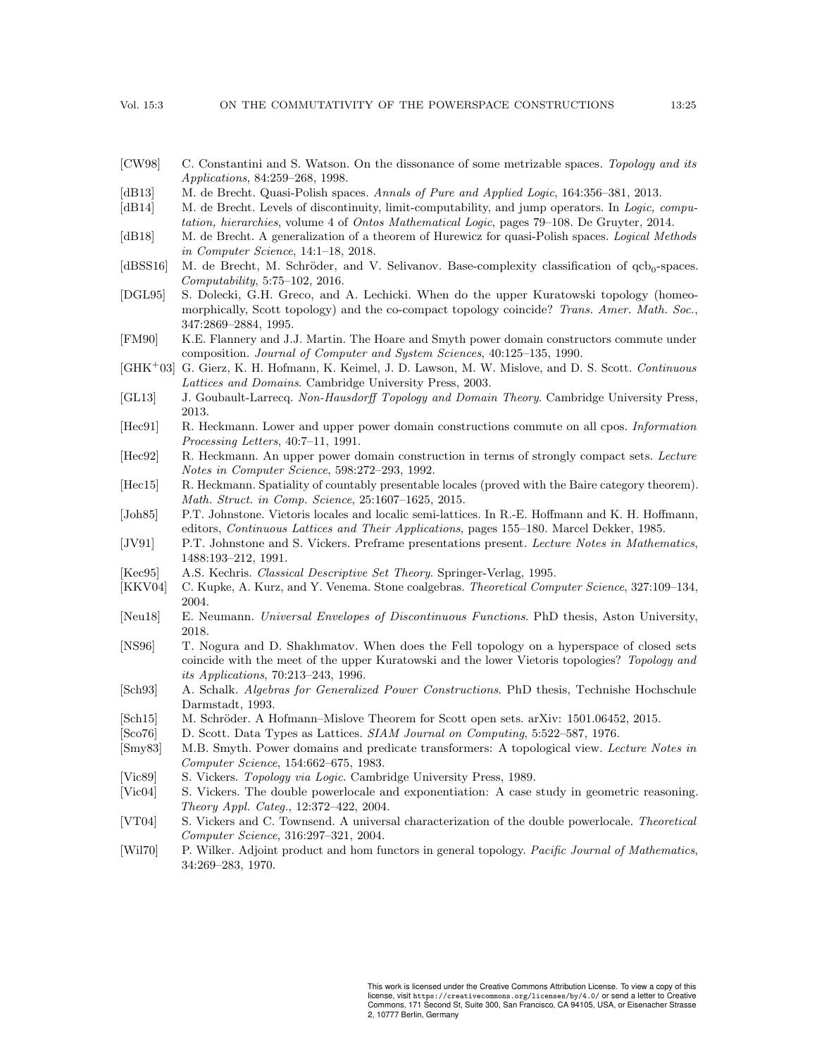[CW98] C. Constantini and S. Watson. On the dissonance of some metrizable spaces. *Topology and its Applications*, 84:259–268, 1998.

[dB13] M. de Brecht. Quasi-Polish spaces. *Annals of Pure and Applied Logic*, 164:356–381, 2013.

[dB14] M. de Brecht. Levels of discontinuity, limit-computability, and jump operators. In *Logic, computation, hierarchies*, volume 4 of *Ontos Mathematical Logic*, pages 79–108. De Gruyter, 2014.

[dB18] M. de Brecht. A generalization of a theorem of Hurewicz for quasi-Polish spaces. *Logical Methods in Computer Science*, 14:1–18, 2018.

[dBSS16] M. de Brecht, M. Schröder, and V. Selivanov. Base-complexity classification of $\text{qcb}_0$-spaces. *Computability*, 5:75–102, 2016.

[DGL95] S. Dolecki, G.H. Greco, and A. Lechicki. When do the upper Kuratowski topology (homeomorphically, Scott topology) and the co-compact topology coincide? *Trans. Amer. Math. Soc.*, 347:2869–2884, 1995.

[FM90] K.E. Flannery and J.J. Martin. The Hoare and Smyth power domain constructors commute under composition. *Journal of Computer and System Sciences*, 40:125–135, 1990.

[GHK+03] G. Gierz, K. H. Hofmann, K. Keimel, J. D. Lawson, M. W. Mislove, and D. S. Scott. *Continuous Lattices and Domains*. Cambridge University Press, 2003.

[GL13] J. Goubault-Larrecq. *Non-Hausdorff Topology and Domain Theory*. Cambridge University Press, 2013.

[Hec91] R. Heckmann. Lower and upper power domain constructions commute on all cpos. *Information Processing Letters*, 40:7–11, 1991.

[Hec92] R. Heckmann. An upper power domain construction in terms of strongly compact sets. *Lecture Notes in Computer Science*, 598:272–293, 1992.

[Hec15] R. Heckmann. Spatiality of countably presentable locales (proved with the Baire category theorem). *Math. Struct. in Comp. Science*, 25:1607–1625, 2015.

[Joh85] P.T. Johnstone. Vietoris locales and localic semi-lattices. In R.-E. Hoffmann and K. H. Hoffmann, editors, *Continuous Lattices and Their Applications*, pages 155–180. Marcel Dekker, 1985.

[JV91] P.T. Johnstone and S. Vickers. Preframe presentations present. *Lecture Notes in Mathematics*, 1488:193–212, 1991.

[Kec95] A.S. Kechris. *Classical Descriptive Set Theory*. Springer-Verlag, 1995.

[KKV04] C. Kupke, A. Kurz, and Y. Venema. Stone coalgebras. *Theoretical Computer Science*, 327:109–134, 2004.

[Neu18] E. Neumann. *Universal Envelopes of Discontinuous Functions*. PhD thesis, Aston University, 2018.

[NS96] T. Nogura and D. Shakhmatov. When does the Fell topology on a hyperspace of closed sets coincide with the meet of the upper Kuratowski and the lower Vietoris topologies? *Topology and its Applications*, 70:213–243, 1996.

[Sch93] A. Schalk. *Algebras for Generalized Power Constructions*. PhD thesis, Technishe Hochschule Darmstadt, 1993.

[Sch15] M. Schröder. A Hofmann–Mislove Theorem for Scott open sets. arXiv: 1501.06452, 2015.

[Sco76] D. Scott. Data Types as Lattices. *SIAM Journal on Computing*, 5:522–587, 1976.

[Smy83] M.B. Smyth. Power domains and predicate transformers: A topological view. *Lecture Notes in Computer Science*, 154:662–675, 1983.

[Vic89] S. Vickers. *Topology via Logic*. Cambridge University Press, 1989.

[Vic04] S. Vickers. The double powerlocale and exponentiation: A case study in geometric reasoning. *Theory Appl. Categ.*, 12:372–422, 2004.

[VT04] S. Vickers and C. Townsend. A universal characterization of the double powerlocale. *Theoretical Computer Science*, 316:297–321, 2004.

[Wil70] P. Wilker. Adjoint product and hom functors in general topology. *Pacific Journal of Mathematics*, 34:269–283, 1970.

This work is licensed under the Creative Commons Attribution License. To view a copy of this license, visit https://creativecommons.org/licenses/by/4.0/ or send a letter to Creative Commons, 171 Second St, Suite 300, San Francisco, CA 94105, USA, or Eisenacher Strasse 2, 10777 Berlin, Germany